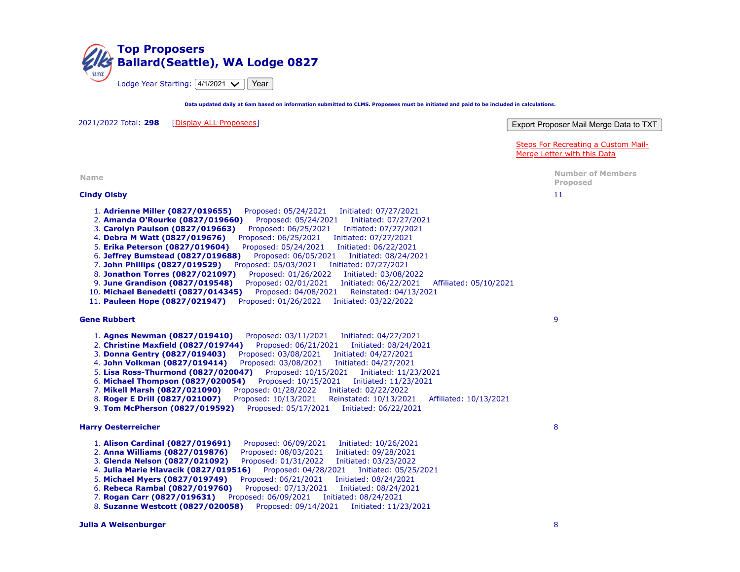# Top Proposers
# Ballard(Seattle), WA Lodge 0827

Lodge Year Starting: 4/1/2021 Year

**Data updated daily at 6am based on information submitted to CLMS. Proposees must be initiated and paid to be included in calculations.**

2021/2022 Total: **298** [Display ALL Proposees]

Export Proposer Mail Merge Data to TXT

Steps For Recreating a Custom Mail-Merge Letter with this Data

| Name | Number of Members Proposed |
|---|---|
| **Cindy Olsby** | 11 |

1. **Adrienne Miller (0827/019655)** Proposed: 05/24/2021 Initiated: 07/27/2021
2. **Amanda O'Rourke (0827/019660)** Proposed: 05/24/2021 Initiated: 07/27/2021
3. **Carolyn Paulson (0827/019663)** Proposed: 06/25/2021 Initiated: 07/27/2021
4. **Debra M Watt (0827/019676)** Proposed: 06/25/2021 Initiated: 07/27/2021
5. **Erika Peterson (0827/019604)** Proposed: 05/24/2021 Initiated: 06/22/2021
6. **Jeffrey Bumstead (0827/019688)** Proposed: 06/05/2021 Initiated: 08/24/2021
7. **John Phillips (0827/019529)** Proposed: 05/03/2021 Initiated: 07/27/2021
8. **Jonathon Torres (0827/021097)** Proposed: 01/26/2022 Initiated: 03/08/2022
9. **June Grandison (0827/019548)** Proposed: 02/01/2021 Initiated: 06/22/2021 Affiliated: 05/10/2021
10. **Michael Benedetti (0827/014345)** Proposed: 04/08/2021 Reinstated: 04/13/2021
11. **Pauleen Hope (0827/021947)** Proposed: 01/26/2022 Initiated: 03/22/2022

| **Gene Rubbert** | 9 |
|---|---|

1. **Agnes Newman (0827/019410)** Proposed: 03/11/2021 Initiated: 04/27/2021
2. **Christine Maxfield (0827/019744)** Proposed: 06/21/2021 Initiated: 08/24/2021
3. **Donna Gentry (0827/019403)** Proposed: 03/08/2021 Initiated: 04/27/2021
4. **John Volkman (0827/019414)** Proposed: 03/08/2021 Initiated: 04/27/2021
5. **Lisa Ross-Thurmond (0827/020047)** Proposed: 10/15/2021 Initiated: 11/23/2021
6. **Michael Thompson (0827/020054)** Proposed: 10/15/2021 Initiated: 11/23/2021
7. **Mikell Marsh (0827/021090)** Proposed: 01/28/2022 Initiated: 02/22/2022
8. **Roger E Drill (0827/021007)** Proposed: 10/13/2021 Reinstated: 10/13/2021 Affiliated: 10/13/2021
9. **Tom McPherson (0827/019592)** Proposed: 05/17/2021 Initiated: 06/22/2021

| **Harry Oesterreicher** | 8 |
|---|---|

1. **Alison Cardinal (0827/019691)** Proposed: 06/09/2021 Initiated: 10/26/2021
2. **Anna Williams (0827/019876)** Proposed: 08/03/2021 Initiated: 09/28/2021
3. **Glenda Nelson (0827/021092)** Proposed: 01/31/2022 Initiated: 03/23/2022
4. **Julia Marie Hlavacik (0827/019516)** Proposed: 04/28/2021 Initiated: 05/25/2021
5. **Michael Myers (0827/019749)** Proposed: 06/21/2021 Initiated: 08/24/2021
6. **Rebeca Rambal (0827/019760)** Proposed: 07/13/2021 Initiated: 08/24/2021
7. **Rogan Carr (0827/019631)** Proposed: 06/09/2021 Initiated: 08/24/2021
8. **Suzanne Westcott (0827/020058)** Proposed: 09/14/2021 Initiated: 11/23/2021

| **Julia A Weisenburger** | 8 |
|---|---|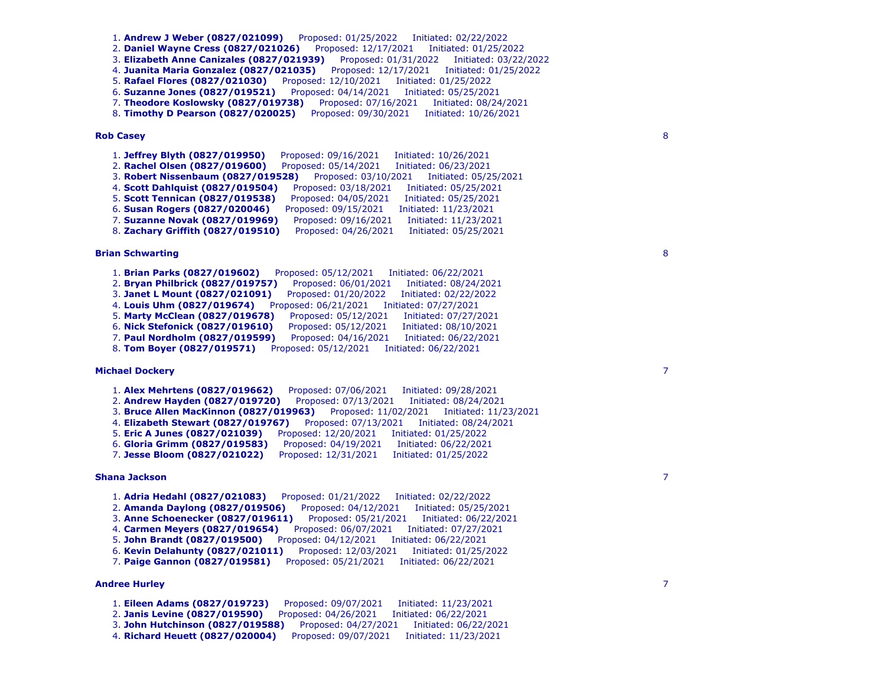1. **Andrew J Weber (0827/021099)** Proposed: 01/25/2022 Initiated: 02/22/2022
2. **Daniel Wayne Cress (0827/021026)** Proposed: 12/17/2021 Initiated: 01/25/2022
3. **Elizabeth Anne Canizales (0827/021939)** Proposed: 01/31/2022 Initiated: 03/22/2022
4. **Juanita Maria Gonzalez (0827/021035)** Proposed: 12/17/2021 Initiated: 01/25/2022
5. **Rafael Flores (0827/021030)** Proposed: 12/10/2021 Initiated: 01/25/2022
6. **Suzanne Jones (0827/019521)** Proposed: 04/14/2021 Initiated: 05/25/2021
7. **Theodore Koslowsky (0827/019738)** Proposed: 07/16/2021 Initiated: 08/24/2021
8. **Timothy D Pearson (0827/020025)** Proposed: 09/30/2021 Initiated: 10/26/2021

**Rob Casey** 8

1. **Jeffrey Blyth (0827/019950)** Proposed: 09/16/2021 Initiated: 10/26/2021
2. **Rachel Olsen (0827/019600)** Proposed: 05/14/2021 Initiated: 06/23/2021
3. **Robert Nissenbaum (0827/019528)** Proposed: 03/10/2021 Initiated: 05/25/2021
4. **Scott Dahlquist (0827/019504)** Proposed: 03/18/2021 Initiated: 05/25/2021
5. **Scott Tennican (0827/019538)** Proposed: 04/05/2021 Initiated: 05/25/2021
6. **Susan Rogers (0827/020046)** Proposed: 09/15/2021 Initiated: 11/23/2021
7. **Suzanne Novak (0827/019969)** Proposed: 09/16/2021 Initiated: 11/23/2021
8. **Zachary Griffith (0827/019510)** Proposed: 04/26/2021 Initiated: 05/25/2021

**Brian Schwarting** 8

1. **Brian Parks (0827/019602)** Proposed: 05/12/2021 Initiated: 06/22/2021
2. **Bryan Philbrick (0827/019757)** Proposed: 06/01/2021 Initiated: 08/24/2021
3. **Janet L Mount (0827/021091)** Proposed: 01/20/2022 Initiated: 02/22/2022
4. **Louis Uhm (0827/019674)** Proposed: 06/21/2021 Initiated: 07/27/2021
5. **Marty McClean (0827/019678)** Proposed: 05/12/2021 Initiated: 07/27/2021
6. **Nick Stefonick (0827/019610)** Proposed: 05/12/2021 Initiated: 08/10/2021
7. **Paul Nordholm (0827/019599)** Proposed: 04/16/2021 Initiated: 06/22/2021
8. **Tom Boyer (0827/019571)** Proposed: 05/12/2021 Initiated: 06/22/2021

**Michael Dockery** 7

1. **Alex Mehrtens (0827/019662)** Proposed: 07/06/2021 Initiated: 09/28/2021
2. **Andrew Hayden (0827/019720)** Proposed: 07/13/2021 Initiated: 08/24/2021
3. **Bruce Allen MacKinnon (0827/019963)** Proposed: 11/02/2021 Initiated: 11/23/2021
4. **Elizabeth Stewart (0827/019767)** Proposed: 07/13/2021 Initiated: 08/24/2021
5. **Eric A Junes (0827/021039)** Proposed: 12/20/2021 Initiated: 01/25/2022
6. **Gloria Grimm (0827/019583)** Proposed: 04/19/2021 Initiated: 06/22/2021
7. **Jesse Bloom (0827/021022)** Proposed: 12/31/2021 Initiated: 01/25/2022

**Shana Jackson** 7

1. **Adria Hedahl (0827/021083)** Proposed: 01/21/2022 Initiated: 02/22/2022
2. **Amanda Daylong (0827/019506)** Proposed: 04/12/2021 Initiated: 05/25/2021
3. **Anne Schoenecker (0827/019611)** Proposed: 05/21/2021 Initiated: 06/22/2021
4. **Carmen Meyers (0827/019654)** Proposed: 06/07/2021 Initiated: 07/27/2021
5. **John Brandt (0827/019500)** Proposed: 04/12/2021 Initiated: 06/22/2021
6. **Kevin Delahunty (0827/021011)** Proposed: 12/03/2021 Initiated: 01/25/2022
7. **Paige Gannon (0827/019581)** Proposed: 05/21/2021 Initiated: 06/22/2021

**Andree Hurley** 7

1. **Eileen Adams (0827/019723)** Proposed: 09/07/2021 Initiated: 11/23/2021
2. **Janis Levine (0827/019590)** Proposed: 04/26/2021 Initiated: 06/22/2021
3. **John Hutchinson (0827/019588)** Proposed: 04/27/2021 Initiated: 06/22/2021
4. **Richard Heuett (0827/020004)** Proposed: 09/07/2021 Initiated: 11/23/2021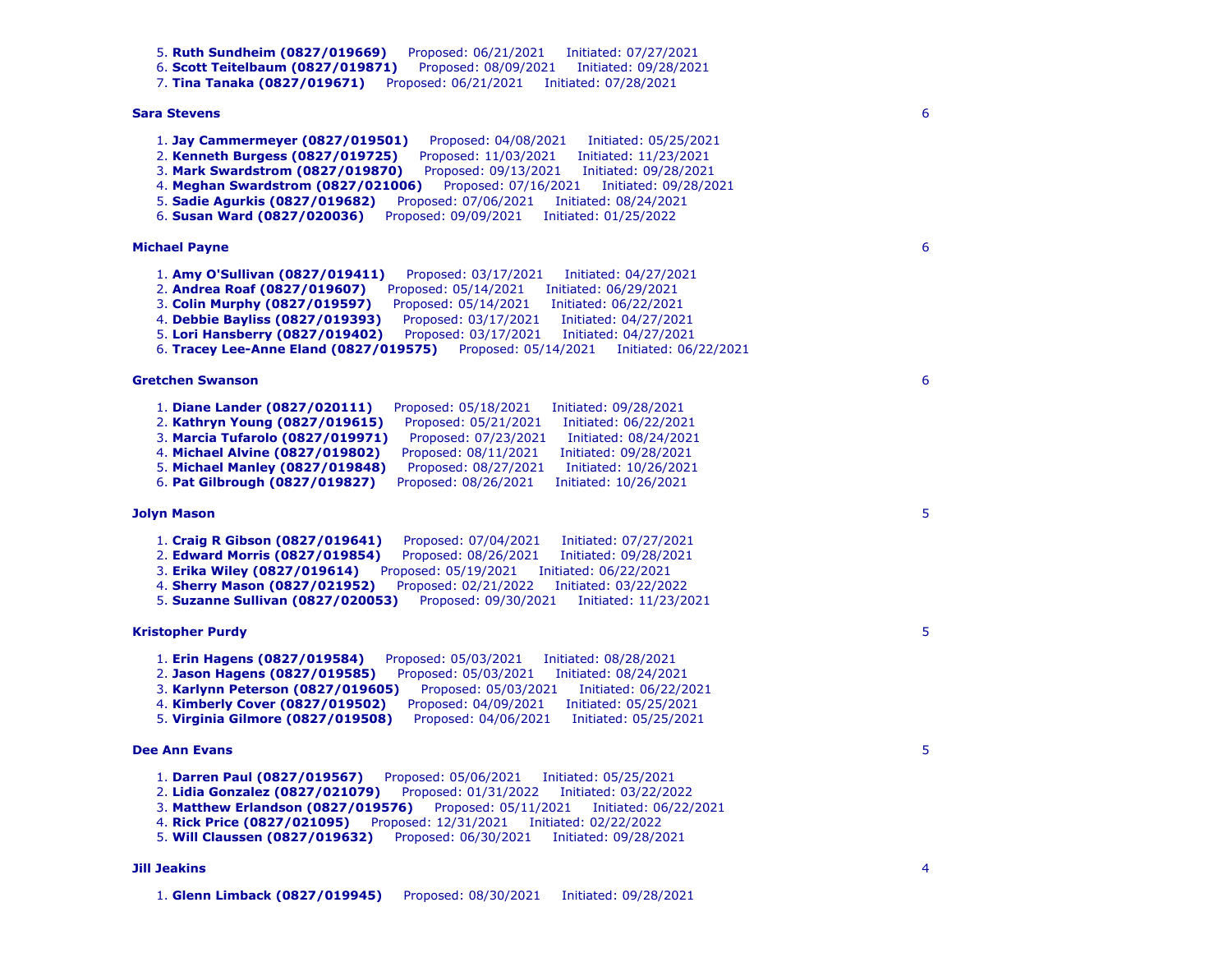5. **Ruth Sundheim (0827/019669)** Proposed: 06/21/2021 Initiated: 07/27/2021
6. **Scott Teitelbaum (0827/019871)** Proposed: 08/09/2021 Initiated: 09/28/2021
7. **Tina Tanaka (0827/019671)** Proposed: 06/21/2021 Initiated: 07/28/2021

**Sara Stevens** 6

1. **Jay Cammermeyer (0827/019501)** Proposed: 04/08/2021 Initiated: 05/25/2021
2. **Kenneth Burgess (0827/019725)** Proposed: 11/03/2021 Initiated: 11/23/2021
3. **Mark Swardstrom (0827/019870)** Proposed: 09/13/2021 Initiated: 09/28/2021
4. **Meghan Swardstrom (0827/021006)** Proposed: 07/16/2021 Initiated: 09/28/2021
5. **Sadie Agurkis (0827/019682)** Proposed: 07/06/2021 Initiated: 08/24/2021
6. **Susan Ward (0827/020036)** Proposed: 09/09/2021 Initiated: 01/25/2022

**Michael Payne** 6

1. **Amy O'Sullivan (0827/019411)** Proposed: 03/17/2021 Initiated: 04/27/2021
2. **Andrea Roaf (0827/019607)** Proposed: 05/14/2021 Initiated: 06/29/2021
3. **Colin Murphy (0827/019597)** Proposed: 05/14/2021 Initiated: 06/22/2021
4. **Debbie Bayliss (0827/019393)** Proposed: 03/17/2021 Initiated: 04/27/2021
5. **Lori Hansberry (0827/019402)** Proposed: 03/17/2021 Initiated: 04/27/2021
6. **Tracey Lee-Anne Eland (0827/019575)** Proposed: 05/14/2021 Initiated: 06/22/2021

**Gretchen Swanson** 6

1. **Diane Lander (0827/020111)** Proposed: 05/18/2021 Initiated: 09/28/2021
2. **Kathryn Young (0827/019615)** Proposed: 05/21/2021 Initiated: 06/22/2021
3. **Marcia Tufarolo (0827/019971)** Proposed: 07/23/2021 Initiated: 08/24/2021
4. **Michael Alvine (0827/019802)** Proposed: 08/11/2021 Initiated: 09/28/2021
5. **Michael Manley (0827/019848)** Proposed: 08/27/2021 Initiated: 10/26/2021
6. **Pat Gilbrough (0827/019827)** Proposed: 08/26/2021 Initiated: 10/26/2021

**Jolyn Mason** 5

1. **Craig R Gibson (0827/019641)** Proposed: 07/04/2021 Initiated: 07/27/2021
2. **Edward Morris (0827/019854)** Proposed: 08/26/2021 Initiated: 09/28/2021
3. **Erika Wiley (0827/019614)** Proposed: 05/19/2021 Initiated: 06/22/2021
4. **Sherry Mason (0827/021952)** Proposed: 02/21/2022 Initiated: 03/22/2022
5. **Suzanne Sullivan (0827/020053)** Proposed: 09/30/2021 Initiated: 11/23/2021

**Kristopher Purdy** 5

1. **Erin Hagens (0827/019584)** Proposed: 05/03/2021 Initiated: 08/28/2021
2. **Jason Hagens (0827/019585)** Proposed: 05/03/2021 Initiated: 08/24/2021
3. **Karlynn Peterson (0827/019605)** Proposed: 05/03/2021 Initiated: 06/22/2021
4. **Kimberly Cover (0827/019502)** Proposed: 04/09/2021 Initiated: 05/25/2021
5. **Virginia Gilmore (0827/019508)** Proposed: 04/06/2021 Initiated: 05/25/2021

**Dee Ann Evans** 5

1. **Darren Paul (0827/019567)** Proposed: 05/06/2021 Initiated: 05/25/2021
2. **Lidia Gonzalez (0827/021079)** Proposed: 01/31/2022 Initiated: 03/22/2022
3. **Matthew Erlandson (0827/019576)** Proposed: 05/11/2021 Initiated: 06/22/2021
4. **Rick Price (0827/021095)** Proposed: 12/31/2021 Initiated: 02/22/2022
5. **Will Claussen (0827/019632)** Proposed: 06/30/2021 Initiated: 09/28/2021

**Jill Jeakins** 4

1. **Glenn Limback (0827/019945)** Proposed: 08/30/2021 Initiated: 09/28/2021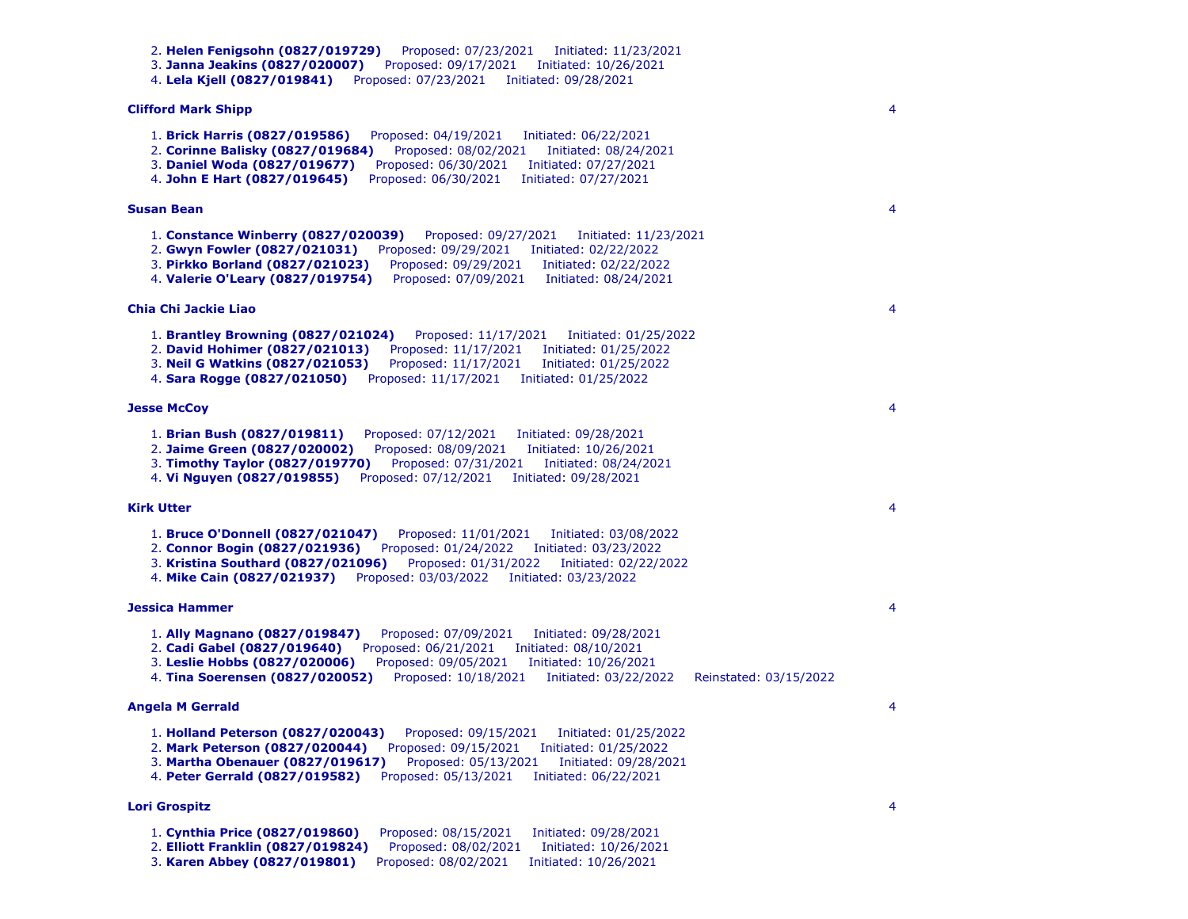2. **Helen Fenigsohn (0827/019729)** Proposed: 07/23/2021 Initiated: 11/23/2021
3. **Janna Jeakins (0827/020007)** Proposed: 09/17/2021 Initiated: 10/26/2021
4. **Lela Kjell (0827/019841)** Proposed: 07/23/2021 Initiated: 09/28/2021

**Clifford Mark Shipp** 4

1. **Brick Harris (0827/019586)** Proposed: 04/19/2021 Initiated: 06/22/2021
2. **Corinne Balisky (0827/019684)** Proposed: 08/02/2021 Initiated: 08/24/2021
3. **Daniel Woda (0827/019677)** Proposed: 06/30/2021 Initiated: 07/27/2021
4. **John E Hart (0827/019645)** Proposed: 06/30/2021 Initiated: 07/27/2021

**Susan Bean** 4

1. **Constance Winberry (0827/020039)** Proposed: 09/27/2021 Initiated: 11/23/2021
2. **Gwyn Fowler (0827/021031)** Proposed: 09/29/2021 Initiated: 02/22/2022
3. **Pirkko Borland (0827/021023)** Proposed: 09/29/2021 Initiated: 02/22/2022
4. **Valerie O'Leary (0827/019754)** Proposed: 07/09/2021 Initiated: 08/24/2021

**Chia Chi Jackie Liao** 4

1. **Brantley Browning (0827/021024)** Proposed: 11/17/2021 Initiated: 01/25/2022
2. **David Hohimer (0827/021013)** Proposed: 11/17/2021 Initiated: 01/25/2022
3. **Neil G Watkins (0827/021053)** Proposed: 11/17/2021 Initiated: 01/25/2022
4. **Sara Rogge (0827/021050)** Proposed: 11/17/2021 Initiated: 01/25/2022

**Jesse McCoy** 4

1. **Brian Bush (0827/019811)** Proposed: 07/12/2021 Initiated: 09/28/2021
2. **Jaime Green (0827/020002)** Proposed: 08/09/2021 Initiated: 10/26/2021
3. **Timothy Taylor (0827/019770)** Proposed: 07/31/2021 Initiated: 08/24/2021
4. **Vi Nguyen (0827/019855)** Proposed: 07/12/2021 Initiated: 09/28/2021

**Kirk Utter** 4

1. **Bruce O'Donnell (0827/021047)** Proposed: 11/01/2021 Initiated: 03/08/2022
2. **Connor Bogin (0827/021936)** Proposed: 01/24/2022 Initiated: 03/23/2022
3. **Kristina Southard (0827/021096)** Proposed: 01/31/2022 Initiated: 02/22/2022
4. **Mike Cain (0827/021937)** Proposed: 03/03/2022 Initiated: 03/23/2022

**Jessica Hammer** 4

1. **Ally Magnano (0827/019847)** Proposed: 07/09/2021 Initiated: 09/28/2021
2. **Cadi Gabel (0827/019640)** Proposed: 06/21/2021 Initiated: 08/10/2021
3. **Leslie Hobbs (0827/020006)** Proposed: 09/05/2021 Initiated: 10/26/2021
4. **Tina Soerensen (0827/020052)** Proposed: 10/18/2021 Initiated: 03/22/2022 Reinstated: 03/15/2022

**Angela M Gerrald** 4

1. **Holland Peterson (0827/020043)** Proposed: 09/15/2021 Initiated: 01/25/2022
2. **Mark Peterson (0827/020044)** Proposed: 09/15/2021 Initiated: 01/25/2022
3. **Martha Obenauer (0827/019617)** Proposed: 05/13/2021 Initiated: 09/28/2021
4. **Peter Gerrald (0827/019582)** Proposed: 05/13/2021 Initiated: 06/22/2021

**Lori Grospitz** 4

1. **Cynthia Price (0827/019860)** Proposed: 08/15/2021 Initiated: 09/28/2021
2. **Elliott Franklin (0827/019824)** Proposed: 08/02/2021 Initiated: 10/26/2021
3. **Karen Abbey (0827/019801)** Proposed: 08/02/2021 Initiated: 10/26/2021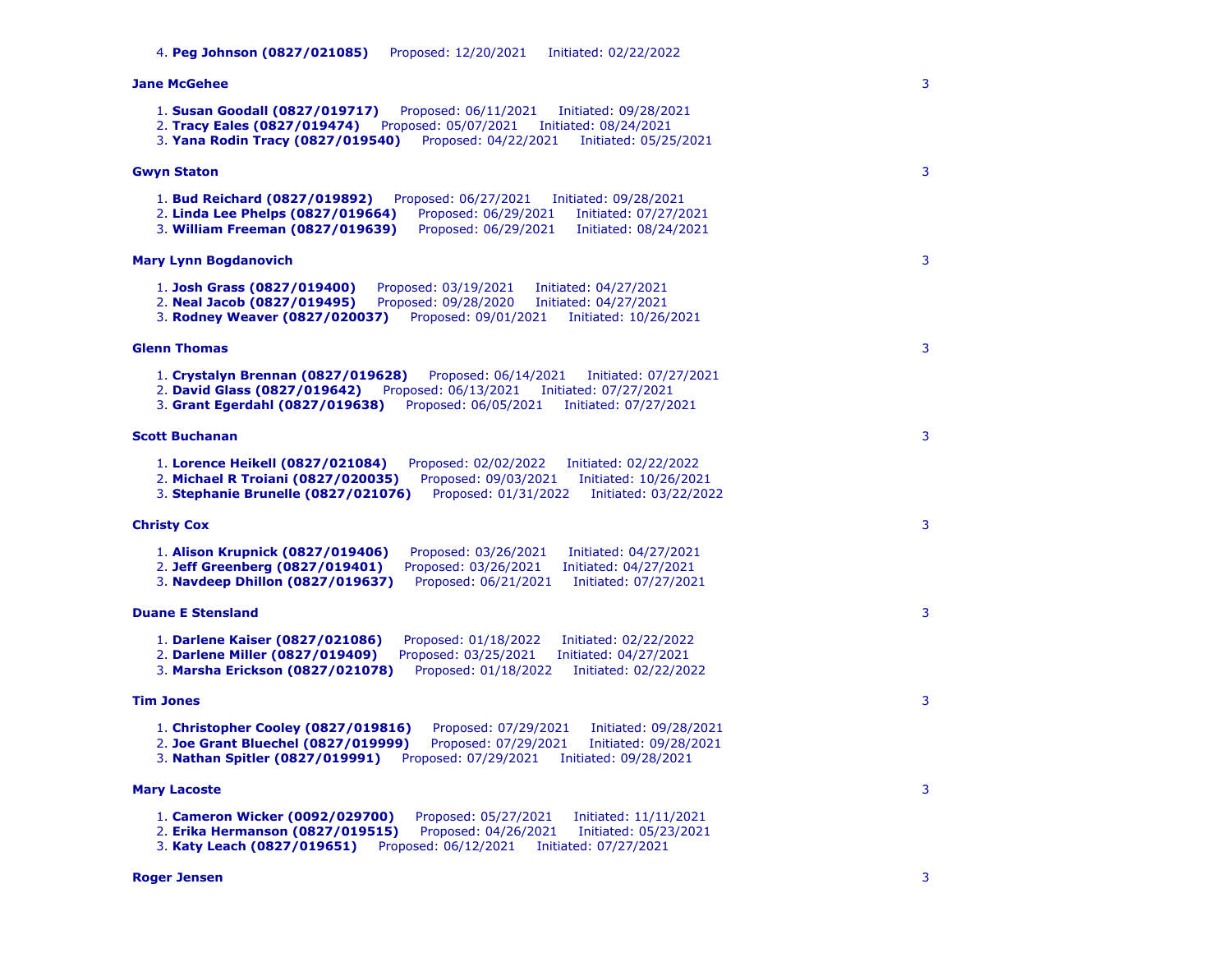4. **Peg Johnson (0827/021085)** Proposed: 12/20/2021 Initiated: 02/22/2022

**Jane McGehee** 3

1. **Susan Goodall (0827/019717)** Proposed: 06/11/2021 Initiated: 09/28/2021
2. **Tracy Eales (0827/019474)** Proposed: 05/07/2021 Initiated: 08/24/2021
3. **Yana Rodin Tracy (0827/019540)** Proposed: 04/22/2021 Initiated: 05/25/2021

**Gwyn Staton** 3

1. **Bud Reichard (0827/019892)** Proposed: 06/27/2021 Initiated: 09/28/2021
2. **Linda Lee Phelps (0827/019664)** Proposed: 06/29/2021 Initiated: 07/27/2021
3. **William Freeman (0827/019639)** Proposed: 06/29/2021 Initiated: 08/24/2021

**Mary Lynn Bogdanovich** 3

1. **Josh Grass (0827/019400)** Proposed: 03/19/2021 Initiated: 04/27/2021
2. **Neal Jacob (0827/019495)** Proposed: 09/28/2020 Initiated: 04/27/2021
3. **Rodney Weaver (0827/020037)** Proposed: 09/01/2021 Initiated: 10/26/2021

**Glenn Thomas** 3

1. **Crystalyn Brennan (0827/019628)** Proposed: 06/14/2021 Initiated: 07/27/2021
2. **David Glass (0827/019642)** Proposed: 06/13/2021 Initiated: 07/27/2021
3. **Grant Egerdahl (0827/019638)** Proposed: 06/05/2021 Initiated: 07/27/2021

**Scott Buchanan** 3

1. **Lorence Heikell (0827/021084)** Proposed: 02/02/2022 Initiated: 02/22/2022
2. **Michael R Troiani (0827/020035)** Proposed: 09/03/2021 Initiated: 10/26/2021
3. **Stephanie Brunelle (0827/021076)** Proposed: 01/31/2022 Initiated: 03/22/2022

**Christy Cox** 3

1. **Alison Krupnick (0827/019406)** Proposed: 03/26/2021 Initiated: 04/27/2021
2. **Jeff Greenberg (0827/019401)** Proposed: 03/26/2021 Initiated: 04/27/2021
3. **Navdeep Dhillon (0827/019637)** Proposed: 06/21/2021 Initiated: 07/27/2021

**Duane E Stensland** 3

1. **Darlene Kaiser (0827/021086)** Proposed: 01/18/2022 Initiated: 02/22/2022
2. **Darlene Miller (0827/019409)** Proposed: 03/25/2021 Initiated: 04/27/2021
3. **Marsha Erickson (0827/021078)** Proposed: 01/18/2022 Initiated: 02/22/2022

**Tim Jones** 3

1. **Christopher Cooley (0827/019816)** Proposed: 07/29/2021 Initiated: 09/28/2021
2. **Joe Grant Bluechel (0827/019999)** Proposed: 07/29/2021 Initiated: 09/28/2021
3. **Nathan Spitler (0827/019991)** Proposed: 07/29/2021 Initiated: 09/28/2021

**Mary Lacoste** 3

1. **Cameron Wicker (0092/029700)** Proposed: 05/27/2021 Initiated: 11/11/2021
2. **Erika Hermanson (0827/019515)** Proposed: 04/26/2021 Initiated: 05/23/2021
3. **Katy Leach (0827/019651)** Proposed: 06/12/2021 Initiated: 07/27/2021

**Roger Jensen** 3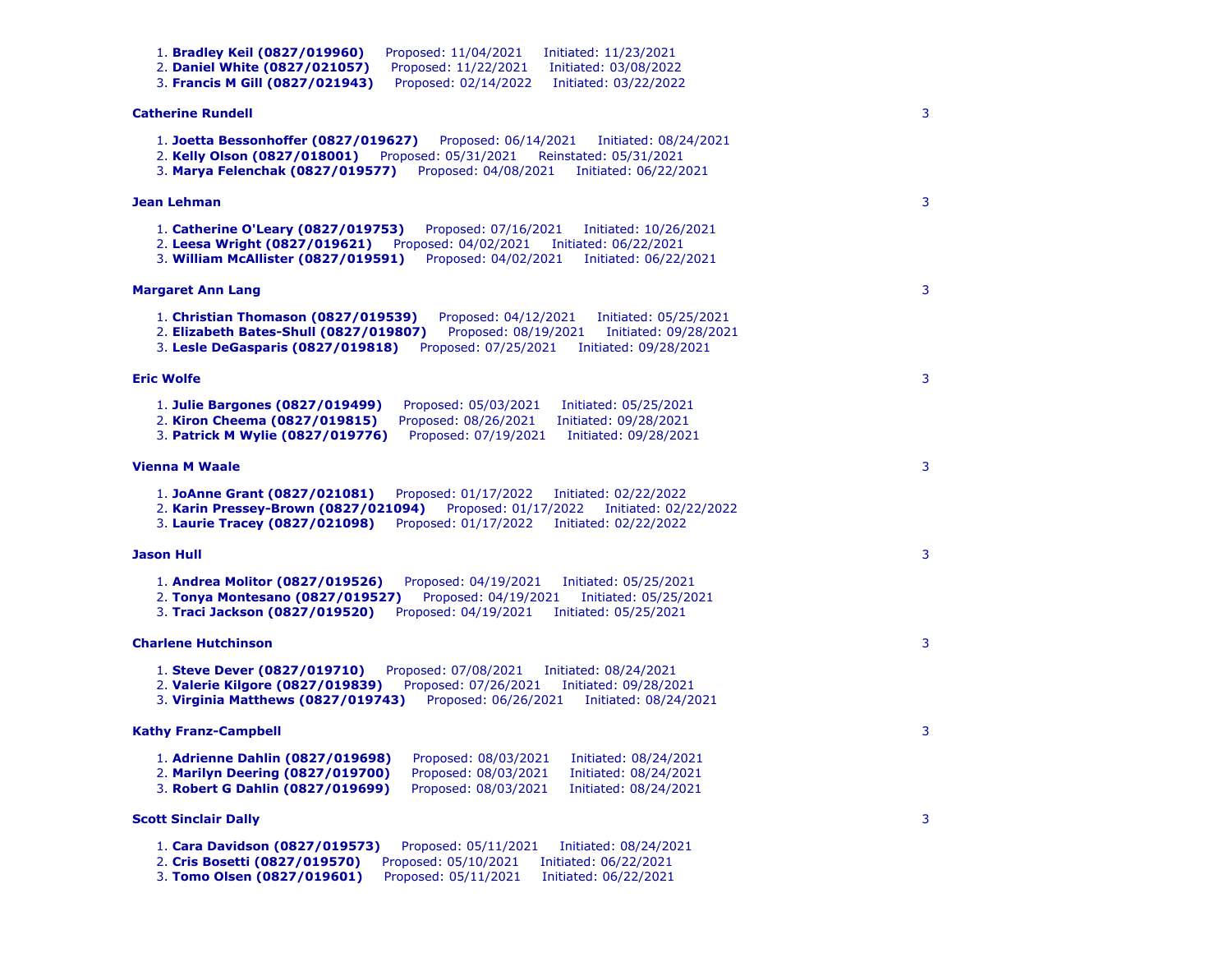1. **Bradley Keil (0827/019960)** Proposed: 11/04/2021 Initiated: 11/23/2021
2. **Daniel White (0827/021057)** Proposed: 11/22/2021 Initiated: 03/08/2022
3. **Francis M Gill (0827/021943)** Proposed: 02/14/2022 Initiated: 03/22/2022

**Catherine Rundell** 3

1. **Joetta Bessonhoffer (0827/019627)** Proposed: 06/14/2021 Initiated: 08/24/2021
2. **Kelly Olson (0827/018001)** Proposed: 05/31/2021 Reinstated: 05/31/2021
3. **Marya Felenchak (0827/019577)** Proposed: 04/08/2021 Initiated: 06/22/2021

**Jean Lehman** 3

1. **Catherine O'Leary (0827/019753)** Proposed: 07/16/2021 Initiated: 10/26/2021
2. **Leesa Wright (0827/019621)** Proposed: 04/02/2021 Initiated: 06/22/2021
3. **William McAllister (0827/019591)** Proposed: 04/02/2021 Initiated: 06/22/2021

**Margaret Ann Lang** 3

1. **Christian Thomason (0827/019539)** Proposed: 04/12/2021 Initiated: 05/25/2021
2. **Elizabeth Bates-Shull (0827/019807)** Proposed: 08/19/2021 Initiated: 09/28/2021
3. **Lesle DeGasparis (0827/019818)** Proposed: 07/25/2021 Initiated: 09/28/2021

**Eric Wolfe** 3

1. **Julie Bargones (0827/019499)** Proposed: 05/03/2021 Initiated: 05/25/2021
2. **Kiron Cheema (0827/019815)** Proposed: 08/26/2021 Initiated: 09/28/2021
3. **Patrick M Wylie (0827/019776)** Proposed: 07/19/2021 Initiated: 09/28/2021

**Vienna M Waale** 3

1. **JoAnne Grant (0827/021081)** Proposed: 01/17/2022 Initiated: 02/22/2022
2. **Karin Pressey-Brown (0827/021094)** Proposed: 01/17/2022 Initiated: 02/22/2022
3. **Laurie Tracey (0827/021098)** Proposed: 01/17/2022 Initiated: 02/22/2022

**Jason Hull** 3

1. **Andrea Molitor (0827/019526)** Proposed: 04/19/2021 Initiated: 05/25/2021
2. **Tonya Montesano (0827/019527)** Proposed: 04/19/2021 Initiated: 05/25/2021
3. **Traci Jackson (0827/019520)** Proposed: 04/19/2021 Initiated: 05/25/2021

**Charlene Hutchinson** 3

1. **Steve Dever (0827/019710)** Proposed: 07/08/2021 Initiated: 08/24/2021
2. **Valerie Kilgore (0827/019839)** Proposed: 07/26/2021 Initiated: 09/28/2021
3. **Virginia Matthews (0827/019743)** Proposed: 06/26/2021 Initiated: 08/24/2021

**Kathy Franz-Campbell** 3

1. **Adrienne Dahlin (0827/019698)** Proposed: 08/03/2021 Initiated: 08/24/2021
2. **Marilyn Deering (0827/019700)** Proposed: 08/03/2021 Initiated: 08/24/2021
3. **Robert G Dahlin (0827/019699)** Proposed: 08/03/2021 Initiated: 08/24/2021

**Scott Sinclair Dally** 3

1. **Cara Davidson (0827/019573)** Proposed: 05/11/2021 Initiated: 08/24/2021
2. **Cris Bosetti (0827/019570)** Proposed: 05/10/2021 Initiated: 06/22/2021
3. **Tomo Olsen (0827/019601)** Proposed: 05/11/2021 Initiated: 06/22/2021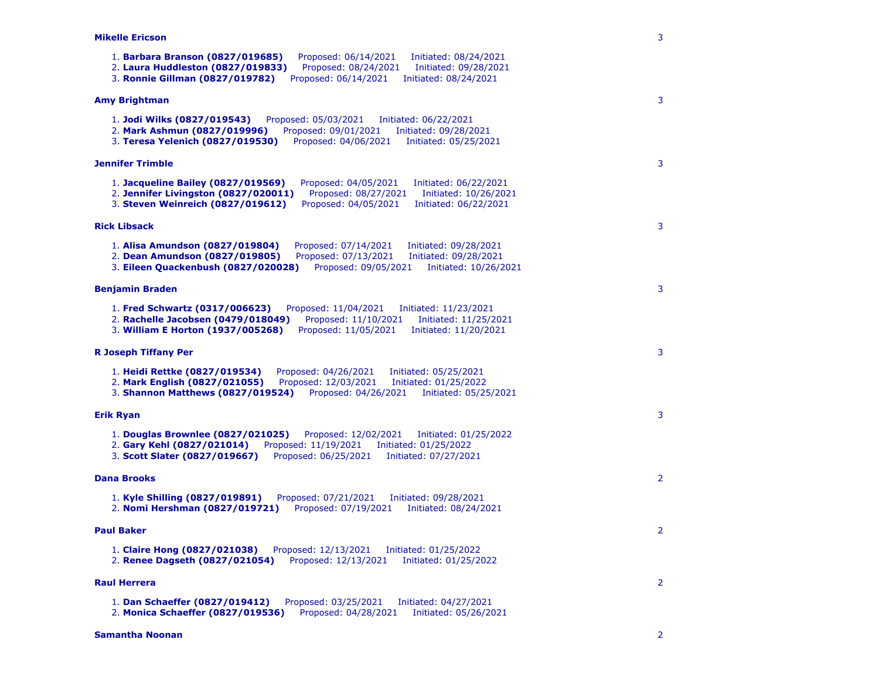**Mikelle Ericson** 3

1. **Barbara Branson (0827/019685)** Proposed: 06/14/2021 Initiated: 08/24/2021
2. **Laura Huddleston (0827/019833)** Proposed: 08/24/2021 Initiated: 09/28/2021
3. **Ronnie Gillman (0827/019782)** Proposed: 06/14/2021 Initiated: 08/24/2021

**Amy Brightman** 3

1. **Jodi Wilks (0827/019543)** Proposed: 05/03/2021 Initiated: 06/22/2021
2. **Mark Ashmun (0827/019996)** Proposed: 09/01/2021 Initiated: 09/28/2021
3. **Teresa Yelenich (0827/019530)** Proposed: 04/06/2021 Initiated: 05/25/2021

**Jennifer Trimble** 3

1. **Jacqueline Bailey (0827/019569)** Proposed: 04/05/2021 Initiated: 06/22/2021
2. **Jennifer Livingston (0827/020011)** Proposed: 08/27/2021 Initiated: 10/26/2021
3. **Steven Weinreich (0827/019612)** Proposed: 04/05/2021 Initiated: 06/22/2021

**Rick Libsack** 3

1. **Alisa Amundson (0827/019804)** Proposed: 07/14/2021 Initiated: 09/28/2021
2. **Dean Amundson (0827/019805)** Proposed: 07/13/2021 Initiated: 09/28/2021
3. **Eileen Quackenbush (0827/020028)** Proposed: 09/05/2021 Initiated: 10/26/2021

**Benjamin Braden** 3

1. **Fred Schwartz (0317/006623)** Proposed: 11/04/2021 Initiated: 11/23/2021
2. **Rachelle Jacobsen (0479/018049)** Proposed: 11/10/2021 Initiated: 11/25/2021
3. **William E Horton (1937/005268)** Proposed: 11/05/2021 Initiated: 11/20/2021

**R Joseph Tiffany Per** 3

1. **Heidi Rettke (0827/019534)** Proposed: 04/26/2021 Initiated: 05/25/2021
2. **Mark English (0827/021055)** Proposed: 12/03/2021 Initiated: 01/25/2022
3. **Shannon Matthews (0827/019524)** Proposed: 04/26/2021 Initiated: 05/25/2021

**Erik Ryan** 3

1. **Douglas Brownlee (0827/021025)** Proposed: 12/02/2021 Initiated: 01/25/2022
2. **Gary Kehl (0827/021014)** Proposed: 11/19/2021 Initiated: 01/25/2022
3. **Scott Slater (0827/019667)** Proposed: 06/25/2021 Initiated: 07/27/2021

**Dana Brooks** 2

1. **Kyle Shilling (0827/019891)** Proposed: 07/21/2021 Initiated: 09/28/2021
2. **Nomi Hershman (0827/019721)** Proposed: 07/19/2021 Initiated: 08/24/2021

**Paul Baker** 2

1. **Claire Hong (0827/021038)** Proposed: 12/13/2021 Initiated: 01/25/2022
2. **Renee Dagseth (0827/021054)** Proposed: 12/13/2021 Initiated: 01/25/2022

**Raul Herrera** 2

1. **Dan Schaeffer (0827/019412)** Proposed: 03/25/2021 Initiated: 04/27/2021
2. **Monica Schaeffer (0827/019536)** Proposed: 04/28/2021 Initiated: 05/26/2021

**Samantha Noonan** 2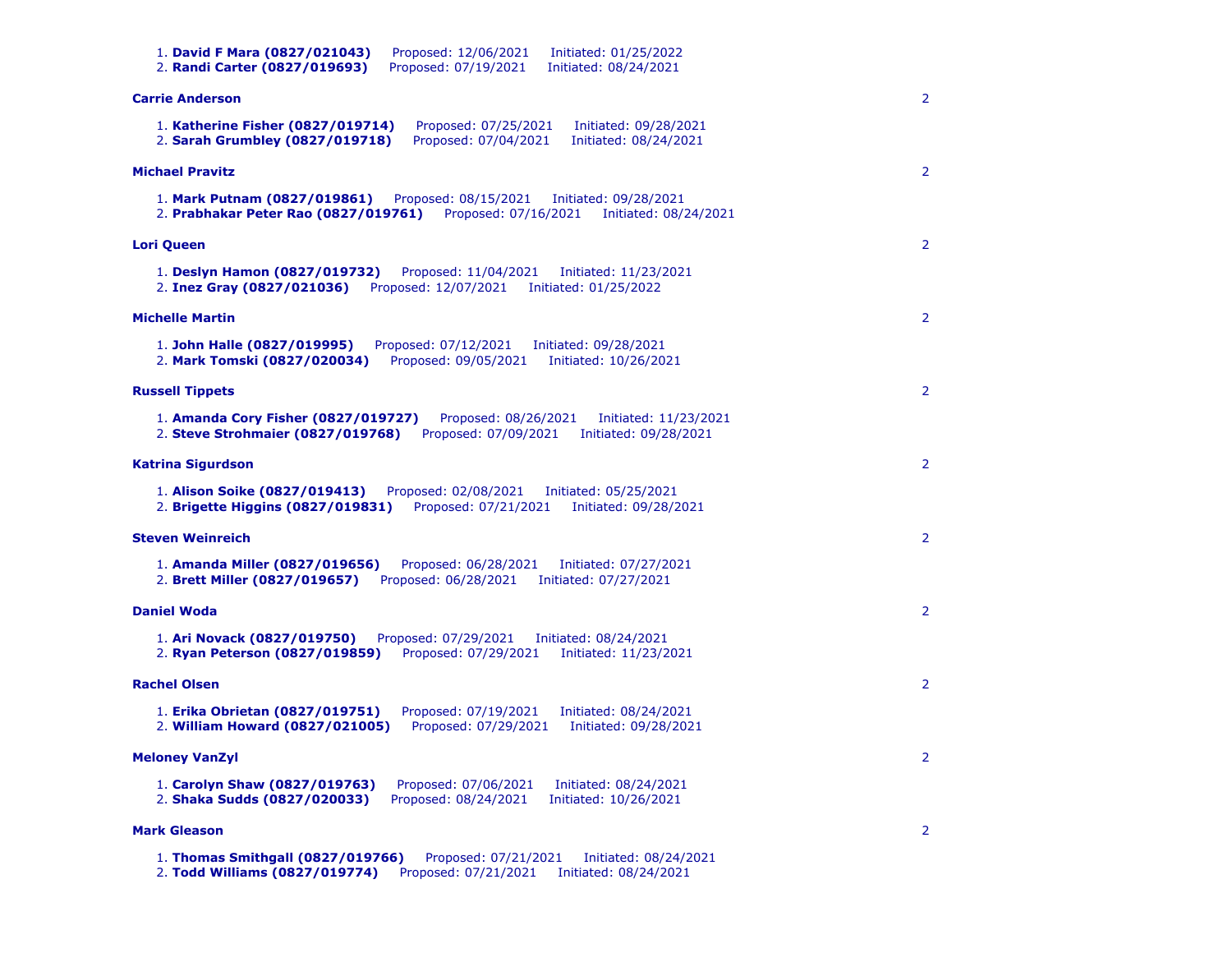1. **David F Mara (0827/021043)** Proposed: 12/06/2021 Initiated: 01/25/2022
2. **Randi Carter (0827/019693)** Proposed: 07/19/2021 Initiated: 08/24/2021

**Carrie Anderson** 2

1. **Katherine Fisher (0827/019714)** Proposed: 07/25/2021 Initiated: 09/28/2021
2. **Sarah Grumbley (0827/019718)** Proposed: 07/04/2021 Initiated: 08/24/2021

**Michael Pravitz** 2

1. **Mark Putnam (0827/019861)** Proposed: 08/15/2021 Initiated: 09/28/2021
2. **Prabhakar Peter Rao (0827/019761)** Proposed: 07/16/2021 Initiated: 08/24/2021

**Lori Queen** 2

1. **Deslyn Hamon (0827/019732)** Proposed: 11/04/2021 Initiated: 11/23/2021
2. **Inez Gray (0827/021036)** Proposed: 12/07/2021 Initiated: 01/25/2022

**Michelle Martin** 2

1. **John Halle (0827/019995)** Proposed: 07/12/2021 Initiated: 09/28/2021
2. **Mark Tomski (0827/020034)** Proposed: 09/05/2021 Initiated: 10/26/2021

**Russell Tippets** 2

1. **Amanda Cory Fisher (0827/019727)** Proposed: 08/26/2021 Initiated: 11/23/2021
2. **Steve Strohmaier (0827/019768)** Proposed: 07/09/2021 Initiated: 09/28/2021

**Katrina Sigurdson** 2

1. **Alison Soike (0827/019413)** Proposed: 02/08/2021 Initiated: 05/25/2021
2. **Brigette Higgins (0827/019831)** Proposed: 07/21/2021 Initiated: 09/28/2021

**Steven Weinreich** 2

1. **Amanda Miller (0827/019656)** Proposed: 06/28/2021 Initiated: 07/27/2021
2. **Brett Miller (0827/019657)** Proposed: 06/28/2021 Initiated: 07/27/2021

**Daniel Woda** 2

1. **Ari Novack (0827/019750)** Proposed: 07/29/2021 Initiated: 08/24/2021
2. **Ryan Peterson (0827/019859)** Proposed: 07/29/2021 Initiated: 11/23/2021

**Rachel Olsen** 2

1. **Erika Obrietan (0827/019751)** Proposed: 07/19/2021 Initiated: 08/24/2021
2. **William Howard (0827/021005)** Proposed: 07/29/2021 Initiated: 09/28/2021

**Meloney VanZyl** 2

1. **Carolyn Shaw (0827/019763)** Proposed: 07/06/2021 Initiated: 08/24/2021
2. **Shaka Sudds (0827/020033)** Proposed: 08/24/2021 Initiated: 10/26/2021

**Mark Gleason** 2

1. **Thomas Smithgall (0827/019766)** Proposed: 07/21/2021 Initiated: 08/24/2021
2. **Todd Williams (0827/019774)** Proposed: 07/21/2021 Initiated: 08/24/2021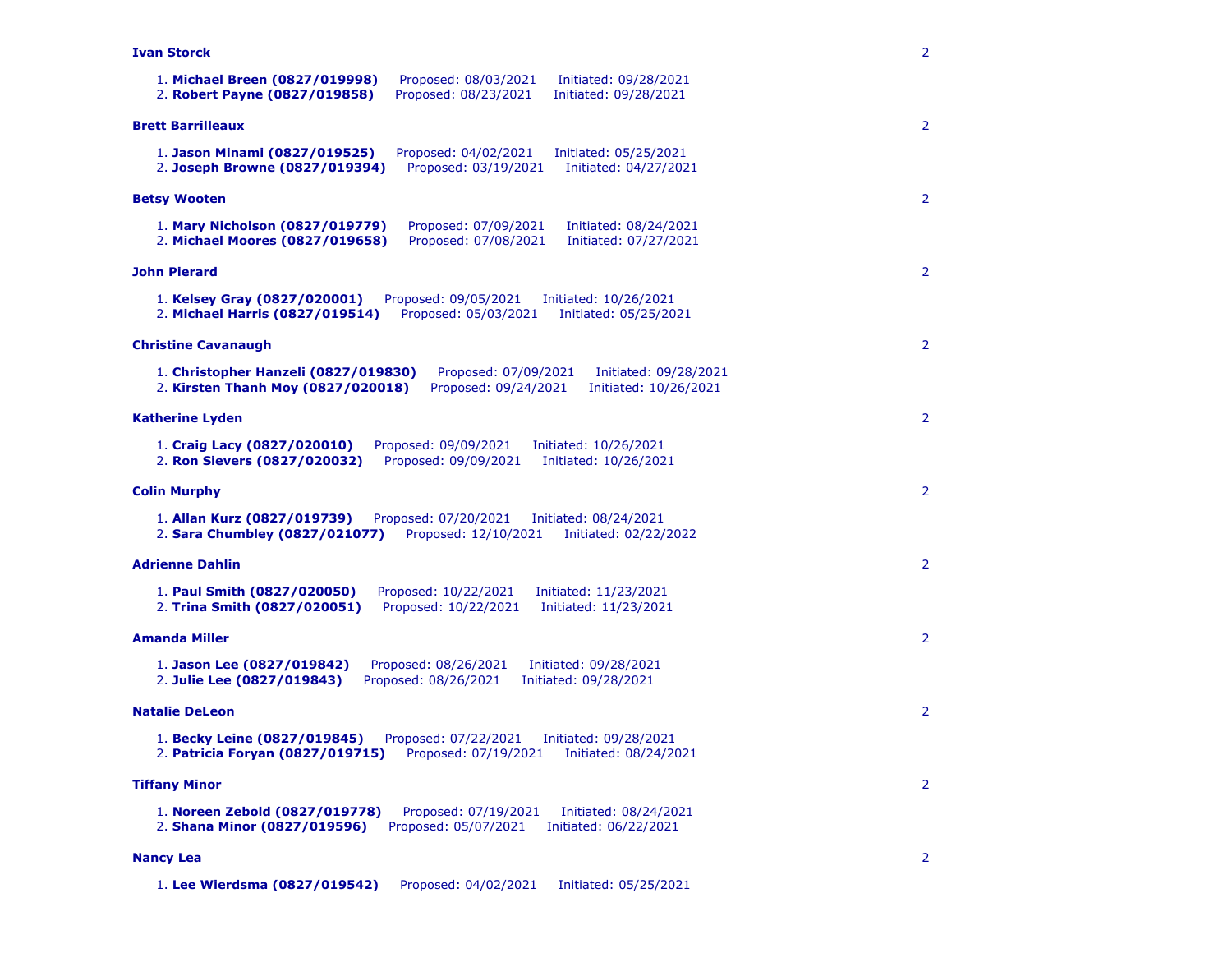**Ivan Storck** 2

1. **Michael Breen (0827/019998)** Proposed: 08/03/2021 Initiated: 09/28/2021
2. **Robert Payne (0827/019858)** Proposed: 08/23/2021 Initiated: 09/28/2021

**Brett Barrilleaux** 2

1. **Jason Minami (0827/019525)** Proposed: 04/02/2021 Initiated: 05/25/2021
2. **Joseph Browne (0827/019394)** Proposed: 03/19/2021 Initiated: 04/27/2021

**Betsy Wooten** 2

1. **Mary Nicholson (0827/019779)** Proposed: 07/09/2021 Initiated: 08/24/2021
2. **Michael Moores (0827/019658)** Proposed: 07/08/2021 Initiated: 07/27/2021

**John Pierard** 2

1. **Kelsey Gray (0827/020001)** Proposed: 09/05/2021 Initiated: 10/26/2021
2. **Michael Harris (0827/019514)** Proposed: 05/03/2021 Initiated: 05/25/2021

**Christine Cavanaugh** 2

1. **Christopher Hanzeli (0827/019830)** Proposed: 07/09/2021 Initiated: 09/28/2021
2. **Kirsten Thanh Moy (0827/020018)** Proposed: 09/24/2021 Initiated: 10/26/2021

**Katherine Lyden** 2

1. **Craig Lacy (0827/020010)** Proposed: 09/09/2021 Initiated: 10/26/2021
2. **Ron Sievers (0827/020032)** Proposed: 09/09/2021 Initiated: 10/26/2021

**Colin Murphy** 2

1. **Allan Kurz (0827/019739)** Proposed: 07/20/2021 Initiated: 08/24/2021
2. **Sara Chumbley (0827/021077)** Proposed: 12/10/2021 Initiated: 02/22/2022

**Adrienne Dahlin** 2

1. **Paul Smith (0827/020050)** Proposed: 10/22/2021 Initiated: 11/23/2021
2. **Trina Smith (0827/020051)** Proposed: 10/22/2021 Initiated: 11/23/2021

**Amanda Miller** 2

1. **Jason Lee (0827/019842)** Proposed: 08/26/2021 Initiated: 09/28/2021
2. **Julie Lee (0827/019843)** Proposed: 08/26/2021 Initiated: 09/28/2021

**Natalie DeLeon** 2

1. **Becky Leine (0827/019845)** Proposed: 07/22/2021 Initiated: 09/28/2021
2. **Patricia Foryan (0827/019715)** Proposed: 07/19/2021 Initiated: 08/24/2021

**Tiffany Minor** 2

1. **Noreen Zebold (0827/019778)** Proposed: 07/19/2021 Initiated: 08/24/2021
2. **Shana Minor (0827/019596)** Proposed: 05/07/2021 Initiated: 06/22/2021

**Nancy Lea** 2

1. **Lee Wierdsma (0827/019542)** Proposed: 04/02/2021 Initiated: 05/25/2021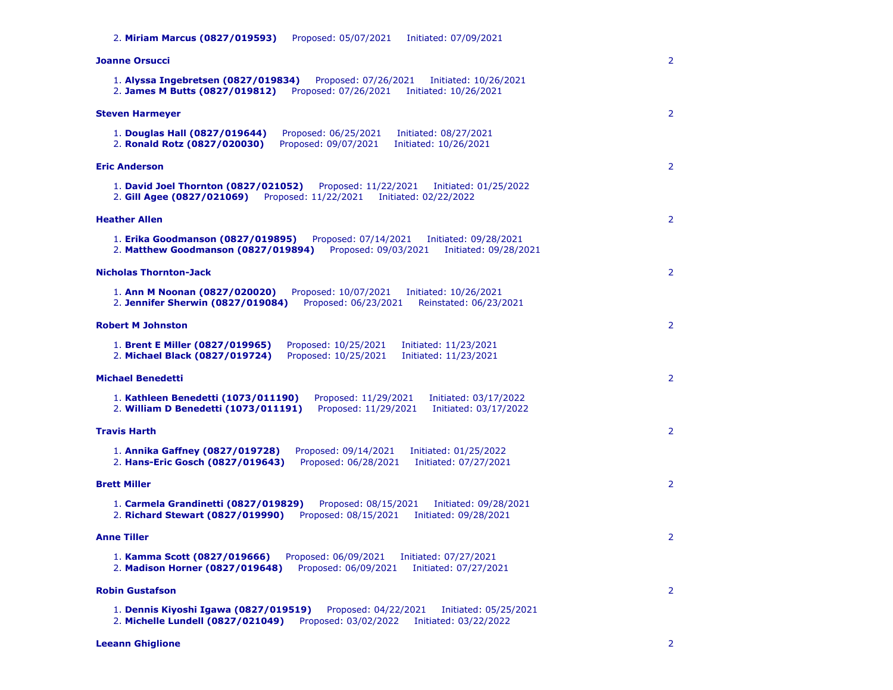2. **Miriam Marcus (0827/019593)** Proposed: 05/07/2021 Initiated: 07/09/2021

**Joanne Orsucci** 2

1. **Alyssa Ingebretsen (0827/019834)** Proposed: 07/26/2021 Initiated: 10/26/2021
2. **James M Butts (0827/019812)** Proposed: 07/26/2021 Initiated: 10/26/2021

**Steven Harmeyer** 2

1. **Douglas Hall (0827/019644)** Proposed: 06/25/2021 Initiated: 08/27/2021
2. **Ronald Rotz (0827/020030)** Proposed: 09/07/2021 Initiated: 10/26/2021

**Eric Anderson** 2

1. **David Joel Thornton (0827/021052)** Proposed: 11/22/2021 Initiated: 01/25/2022
2. **Gill Agee (0827/021069)** Proposed: 11/22/2021 Initiated: 02/22/2022

**Heather Allen** 2

1. **Erika Goodmanson (0827/019895)** Proposed: 07/14/2021 Initiated: 09/28/2021
2. **Matthew Goodmanson (0827/019894)** Proposed: 09/03/2021 Initiated: 09/28/2021

**Nicholas Thornton-Jack** 2

1. **Ann M Noonan (0827/020020)** Proposed: 10/07/2021 Initiated: 10/26/2021
2. **Jennifer Sherwin (0827/019084)** Proposed: 06/23/2021 Reinstated: 06/23/2021

**Robert M Johnston** 2

1. **Brent E Miller (0827/019965)** Proposed: 10/25/2021 Initiated: 11/23/2021
2. **Michael Black (0827/019724)** Proposed: 10/25/2021 Initiated: 11/23/2021

**Michael Benedetti** 2

1. **Kathleen Benedetti (1073/011190)** Proposed: 11/29/2021 Initiated: 03/17/2022
2. **William D Benedetti (1073/011191)** Proposed: 11/29/2021 Initiated: 03/17/2022

**Travis Harth** 2

1. **Annika Gaffney (0827/019728)** Proposed: 09/14/2021 Initiated: 01/25/2022
2. **Hans-Eric Gosch (0827/019643)** Proposed: 06/28/2021 Initiated: 07/27/2021

**Brett Miller** 2

1. **Carmela Grandinetti (0827/019829)** Proposed: 08/15/2021 Initiated: 09/28/2021
2. **Richard Stewart (0827/019990)** Proposed: 08/15/2021 Initiated: 09/28/2021

**Anne Tiller** 2

1. **Kamma Scott (0827/019666)** Proposed: 06/09/2021 Initiated: 07/27/2021
2. **Madison Horner (0827/019648)** Proposed: 06/09/2021 Initiated: 07/27/2021

**Robin Gustafson** 2

1. **Dennis Kiyoshi Igawa (0827/019519)** Proposed: 04/22/2021 Initiated: 05/25/2021
2. **Michelle Lundell (0827/021049)** Proposed: 03/02/2022 Initiated: 03/22/2022

**Leeann Ghiglione** 2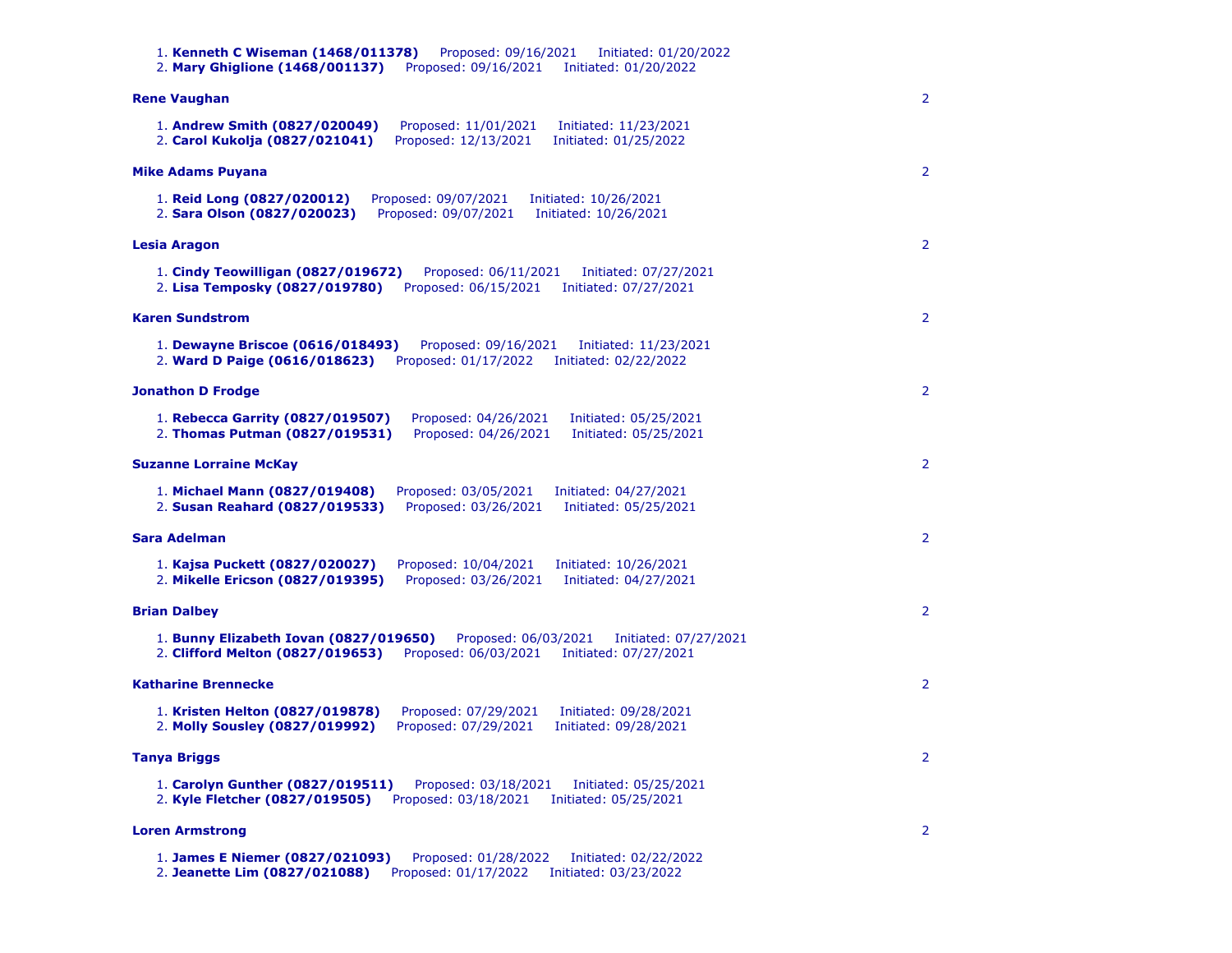1. **Kenneth C Wiseman (1468/011378)** Proposed: 09/16/2021 Initiated: 01/20/2022
2. **Mary Ghiglione (1468/001137)** Proposed: 09/16/2021 Initiated: 01/20/2022

**Rene Vaughan** 2

1. **Andrew Smith (0827/020049)** Proposed: 11/01/2021 Initiated: 11/23/2021
2. **Carol Kukolja (0827/021041)** Proposed: 12/13/2021 Initiated: 01/25/2022

**Mike Adams Puyana** 2

1. **Reid Long (0827/020012)** Proposed: 09/07/2021 Initiated: 10/26/2021
2. **Sara Olson (0827/020023)** Proposed: 09/07/2021 Initiated: 10/26/2021

**Lesia Aragon** 2

1. **Cindy Teowilligan (0827/019672)** Proposed: 06/11/2021 Initiated: 07/27/2021
2. **Lisa Temposky (0827/019780)** Proposed: 06/15/2021 Initiated: 07/27/2021

**Karen Sundstrom** 2

1. **Dewayne Briscoe (0616/018493)** Proposed: 09/16/2021 Initiated: 11/23/2021
2. **Ward D Paige (0616/018623)** Proposed: 01/17/2022 Initiated: 02/22/2022

**Jonathon D Frodge** 2

1. **Rebecca Garrity (0827/019507)** Proposed: 04/26/2021 Initiated: 05/25/2021
2. **Thomas Putman (0827/019531)** Proposed: 04/26/2021 Initiated: 05/25/2021

**Suzanne Lorraine McKay** 2

1. **Michael Mann (0827/019408)** Proposed: 03/05/2021 Initiated: 04/27/2021
2. **Susan Reahard (0827/019533)** Proposed: 03/26/2021 Initiated: 05/25/2021

**Sara Adelman** 2

1. **Kajsa Puckett (0827/020027)** Proposed: 10/04/2021 Initiated: 10/26/2021
2. **Mikelle Ericson (0827/019395)** Proposed: 03/26/2021 Initiated: 04/27/2021

**Brian Dalbey** 2

1. **Bunny Elizabeth Iovan (0827/019650)** Proposed: 06/03/2021 Initiated: 07/27/2021
2. **Clifford Melton (0827/019653)** Proposed: 06/03/2021 Initiated: 07/27/2021

**Katharine Brennecke** 2

1. **Kristen Helton (0827/019878)** Proposed: 07/29/2021 Initiated: 09/28/2021
2. **Molly Sousley (0827/019992)** Proposed: 07/29/2021 Initiated: 09/28/2021

**Tanya Briggs** 2

1. **Carolyn Gunther (0827/019511)** Proposed: 03/18/2021 Initiated: 05/25/2021
2. **Kyle Fletcher (0827/019505)** Proposed: 03/18/2021 Initiated: 05/25/2021

**Loren Armstrong** 2

1. **James E Niemer (0827/021093)** Proposed: 01/28/2022 Initiated: 02/22/2022
2. **Jeanette Lim (0827/021088)** Proposed: 01/17/2022 Initiated: 03/23/2022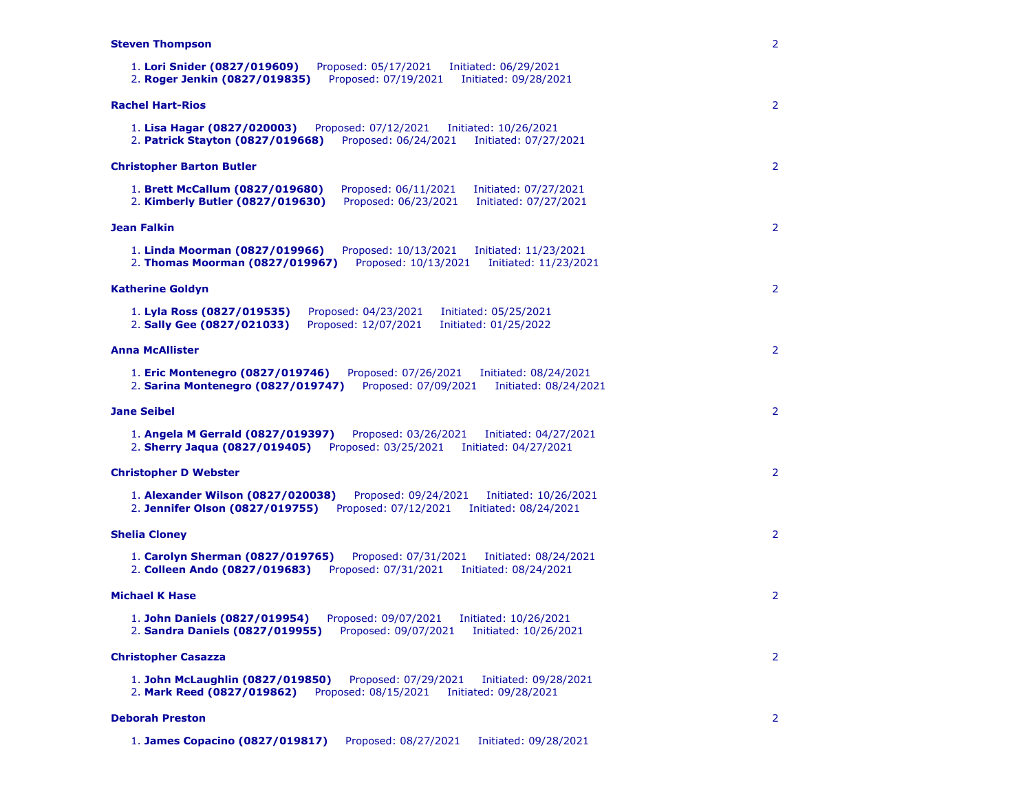**Steven Thompson** 2

1. **Lori Snider (0827/019609)** Proposed: 05/17/2021 Initiated: 06/29/2021
2. **Roger Jenkin (0827/019835)** Proposed: 07/19/2021 Initiated: 09/28/2021

**Rachel Hart-Rios** 2

1. **Lisa Hagar (0827/020003)** Proposed: 07/12/2021 Initiated: 10/26/2021
2. **Patrick Stayton (0827/019668)** Proposed: 06/24/2021 Initiated: 07/27/2021

**Christopher Barton Butler** 2

1. **Brett McCallum (0827/019680)** Proposed: 06/11/2021 Initiated: 07/27/2021
2. **Kimberly Butler (0827/019630)** Proposed: 06/23/2021 Initiated: 07/27/2021

**Jean Falkin** 2

1. **Linda Moorman (0827/019966)** Proposed: 10/13/2021 Initiated: 11/23/2021
2. **Thomas Moorman (0827/019967)** Proposed: 10/13/2021 Initiated: 11/23/2021

**Katherine Goldyn** 2

1. **Lyla Ross (0827/019535)** Proposed: 04/23/2021 Initiated: 05/25/2021
2. **Sally Gee (0827/021033)** Proposed: 12/07/2021 Initiated: 01/25/2022

**Anna McAllister** 2

1. **Eric Montenegro (0827/019746)** Proposed: 07/26/2021 Initiated: 08/24/2021
2. **Sarina Montenegro (0827/019747)** Proposed: 07/09/2021 Initiated: 08/24/2021

**Jane Seibel** 2

1. **Angela M Gerrald (0827/019397)** Proposed: 03/26/2021 Initiated: 04/27/2021
2. **Sherry Jaqua (0827/019405)** Proposed: 03/25/2021 Initiated: 04/27/2021

**Christopher D Webster** 2

1. **Alexander Wilson (0827/020038)** Proposed: 09/24/2021 Initiated: 10/26/2021
2. **Jennifer Olson (0827/019755)** Proposed: 07/12/2021 Initiated: 08/24/2021

**Shelia Cloney** 2

1. **Carolyn Sherman (0827/019765)** Proposed: 07/31/2021 Initiated: 08/24/2021
2. **Colleen Ando (0827/019683)** Proposed: 07/31/2021 Initiated: 08/24/2021

**Michael K Hase** 2

1. **John Daniels (0827/019954)** Proposed: 09/07/2021 Initiated: 10/26/2021
2. **Sandra Daniels (0827/019955)** Proposed: 09/07/2021 Initiated: 10/26/2021

**Christopher Casazza** 2

1. **John McLaughlin (0827/019850)** Proposed: 07/29/2021 Initiated: 09/28/2021
2. **Mark Reed (0827/019862)** Proposed: 08/15/2021 Initiated: 09/28/2021

**Deborah Preston** 2

1. **James Copacino (0827/019817)** Proposed: 08/27/2021 Initiated: 09/28/2021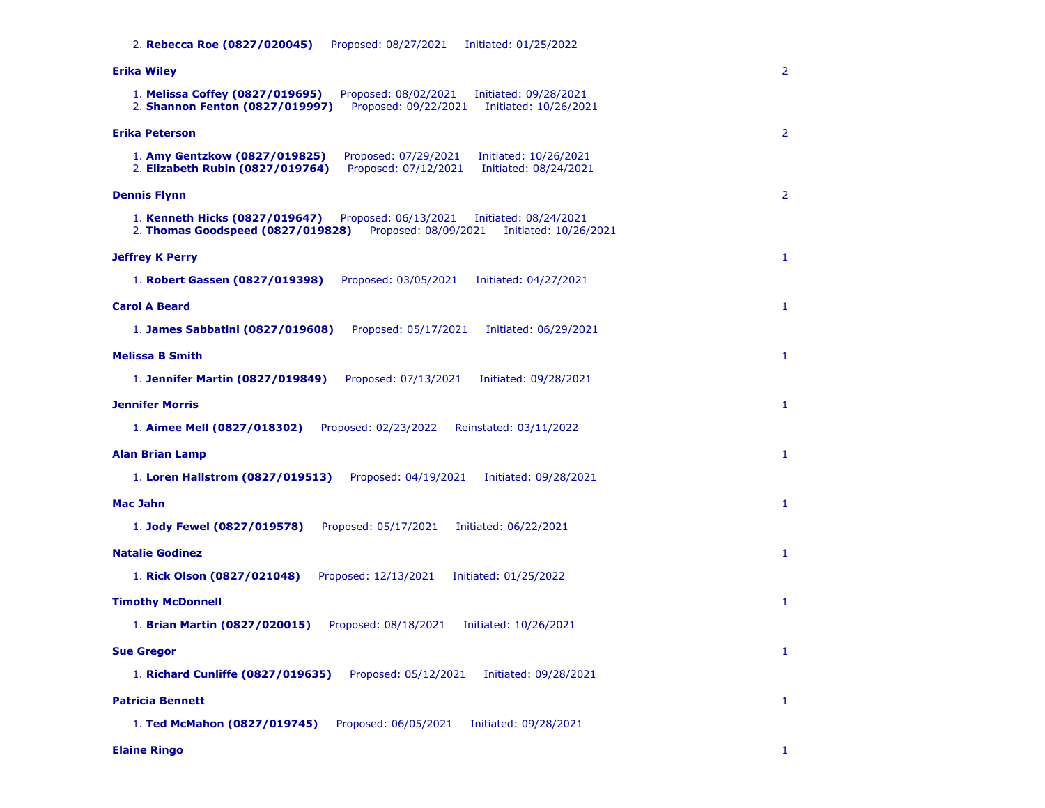2. **Rebecca Roe (0827/020045)** Proposed: 08/27/2021 Initiated: 01/25/2022

**Erika Wiley** 2

1. **Melissa Coffey (0827/019695)** Proposed: 08/02/2021 Initiated: 09/28/2021
2. **Shannon Fenton (0827/019997)** Proposed: 09/22/2021 Initiated: 10/26/2021

**Erika Peterson** 2

1. **Amy Gentzkow (0827/019825)** Proposed: 07/29/2021 Initiated: 10/26/2021
2. **Elizabeth Rubin (0827/019764)** Proposed: 07/12/2021 Initiated: 08/24/2021

**Dennis Flynn** 2

1. **Kenneth Hicks (0827/019647)** Proposed: 06/13/2021 Initiated: 08/24/2021
2. **Thomas Goodspeed (0827/019828)** Proposed: 08/09/2021 Initiated: 10/26/2021

**Jeffrey K Perry** 1

1. **Robert Gassen (0827/019398)** Proposed: 03/05/2021 Initiated: 04/27/2021

**Carol A Beard** 1

1. **James Sabbatini (0827/019608)** Proposed: 05/17/2021 Initiated: 06/29/2021

**Melissa B Smith** 1

1. **Jennifer Martin (0827/019849)** Proposed: 07/13/2021 Initiated: 09/28/2021

**Jennifer Morris** 1

1. **Aimee Mell (0827/018302)** Proposed: 02/23/2022 Reinstated: 03/11/2022

**Alan Brian Lamp** 1

1. **Loren Hallstrom (0827/019513)** Proposed: 04/19/2021 Initiated: 09/28/2021

**Mac Jahn** 1

1. **Jody Fewel (0827/019578)** Proposed: 05/17/2021 Initiated: 06/22/2021

**Natalie Godinez** 1

1. **Rick Olson (0827/021048)** Proposed: 12/13/2021 Initiated: 01/25/2022

**Timothy McDonnell** 1

1. **Brian Martin (0827/020015)** Proposed: 08/18/2021 Initiated: 10/26/2021

**Sue Gregor** 1

1. **Richard Cunliffe (0827/019635)** Proposed: 05/12/2021 Initiated: 09/28/2021

**Patricia Bennett** 1

1. **Ted McMahon (0827/019745)** Proposed: 06/05/2021 Initiated: 09/28/2021

**Elaine Ringo** 1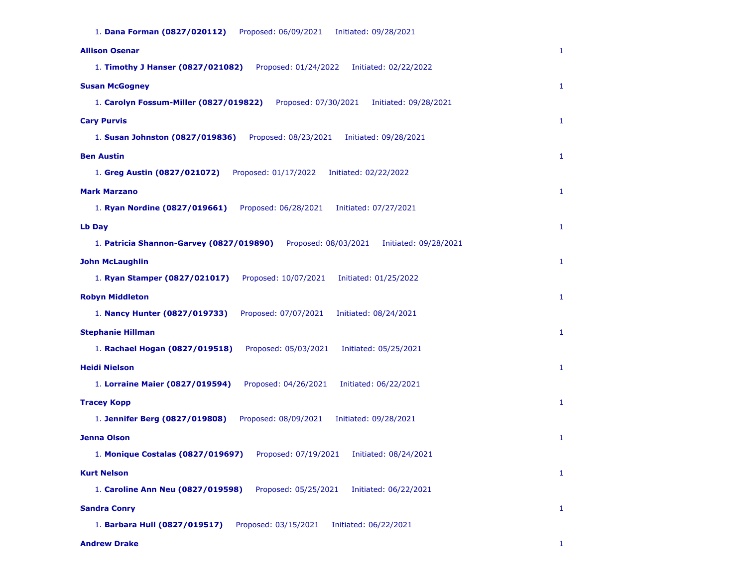1. **Dana Forman (0827/020112)** Proposed: 06/09/2021 Initiated: 09/28/2021

**Allison Osenar** 1

1. **Timothy J Hanser (0827/021082)** Proposed: 01/24/2022 Initiated: 02/22/2022

**Susan McGogney** 1

1. **Carolyn Fossum-Miller (0827/019822)** Proposed: 07/30/2021 Initiated: 09/28/2021

**Cary Purvis** 1

1. **Susan Johnston (0827/019836)** Proposed: 08/23/2021 Initiated: 09/28/2021

**Ben Austin** 1

1. **Greg Austin (0827/021072)** Proposed: 01/17/2022 Initiated: 02/22/2022

**Mark Marzano** 1

1. **Ryan Nordine (0827/019661)** Proposed: 06/28/2021 Initiated: 07/27/2021

**Lb Day** 1

1. **Patricia Shannon-Garvey (0827/019890)** Proposed: 08/03/2021 Initiated: 09/28/2021

**John McLaughlin** 1

1. **Ryan Stamper (0827/021017)** Proposed: 10/07/2021 Initiated: 01/25/2022

**Robyn Middleton** 1

1. **Nancy Hunter (0827/019733)** Proposed: 07/07/2021 Initiated: 08/24/2021

**Stephanie Hillman** 1

1. **Rachael Hogan (0827/019518)** Proposed: 05/03/2021 Initiated: 05/25/2021

**Heidi Nielson** 1

1. **Lorraine Maier (0827/019594)** Proposed: 04/26/2021 Initiated: 06/22/2021

**Tracey Kopp** 1

1. **Jennifer Berg (0827/019808)** Proposed: 08/09/2021 Initiated: 09/28/2021

**Jenna Olson** 1

1. **Monique Costalas (0827/019697)** Proposed: 07/19/2021 Initiated: 08/24/2021

**Kurt Nelson** 1

1. **Caroline Ann Neu (0827/019598)** Proposed: 05/25/2021 Initiated: 06/22/2021

**Sandra Conry** 1

1. **Barbara Hull (0827/019517)** Proposed: 03/15/2021 Initiated: 06/22/2021

**Andrew Drake** 1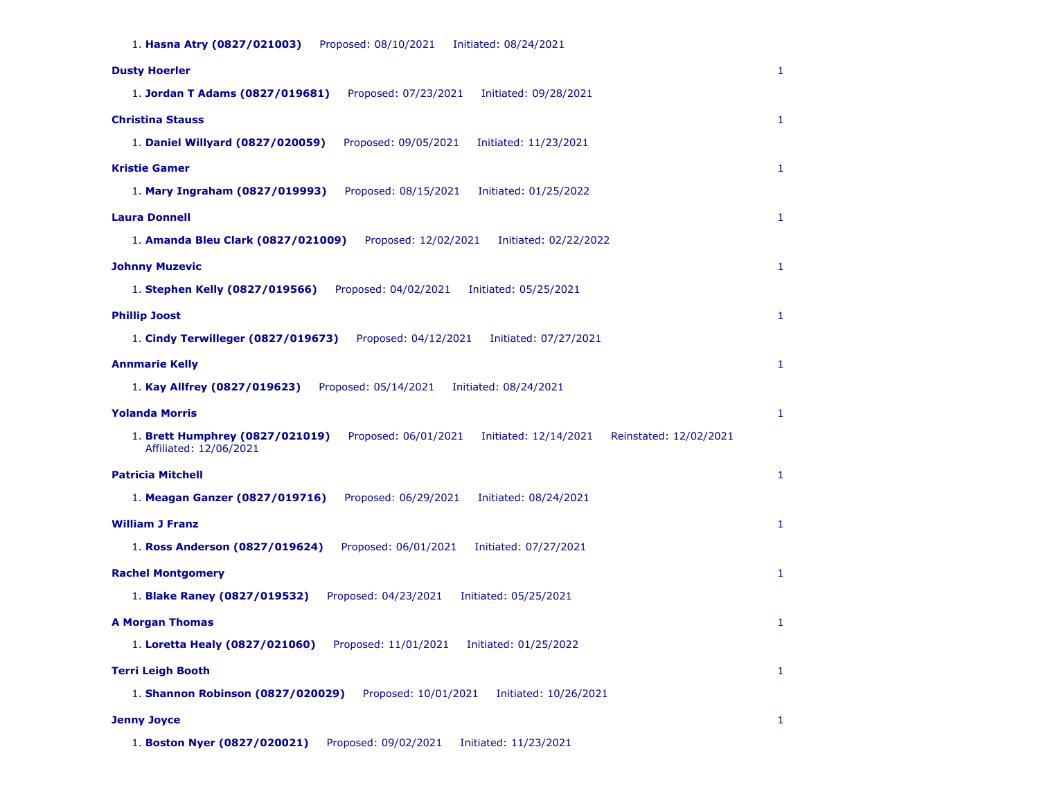1. **Hasna Atry (0827/021003)** Proposed: 08/10/2021 Initiated: 08/24/2021

**Dusty Hoerler** 1

1. **Jordan T Adams (0827/019681)** Proposed: 07/23/2021 Initiated: 09/28/2021

**Christina Stauss** 1

1. **Daniel Willyard (0827/020059)** Proposed: 09/05/2021 Initiated: 11/23/2021

**Kristie Gamer** 1

1. **Mary Ingraham (0827/019993)** Proposed: 08/15/2021 Initiated: 01/25/2022

**Laura Donnell** 1

1. **Amanda Bleu Clark (0827/021009)** Proposed: 12/02/2021 Initiated: 02/22/2022

**Johnny Muzevic** 1

1. **Stephen Kelly (0827/019566)** Proposed: 04/02/2021 Initiated: 05/25/2021

**Phillip Joost** 1

1. **Cindy Terwilleger (0827/019673)** Proposed: 04/12/2021 Initiated: 07/27/2021

**Annmarie Kelly** 1

1. **Kay Allfrey (0827/019623)** Proposed: 05/14/2021 Initiated: 08/24/2021

**Yolanda Morris** 1

1. **Brett Humphrey (0827/021019)** Proposed: 06/01/2021 Initiated: 12/14/2021 Reinstated: 12/02/2021 Affiliated: 12/06/2021

**Patricia Mitchell** 1

1. **Meagan Ganzer (0827/019716)** Proposed: 06/29/2021 Initiated: 08/24/2021

**William J Franz** 1

1. **Ross Anderson (0827/019624)** Proposed: 06/01/2021 Initiated: 07/27/2021

**Rachel Montgomery** 1

1. **Blake Raney (0827/019532)** Proposed: 04/23/2021 Initiated: 05/25/2021

**A Morgan Thomas** 1

1. **Loretta Healy (0827/021060)** Proposed: 11/01/2021 Initiated: 01/25/2022

**Terri Leigh Booth** 1

1. **Shannon Robinson (0827/020029)** Proposed: 10/01/2021 Initiated: 10/26/2021

**Jenny Joyce** 1

1. **Boston Nyer (0827/020021)** Proposed: 09/02/2021 Initiated: 11/23/2021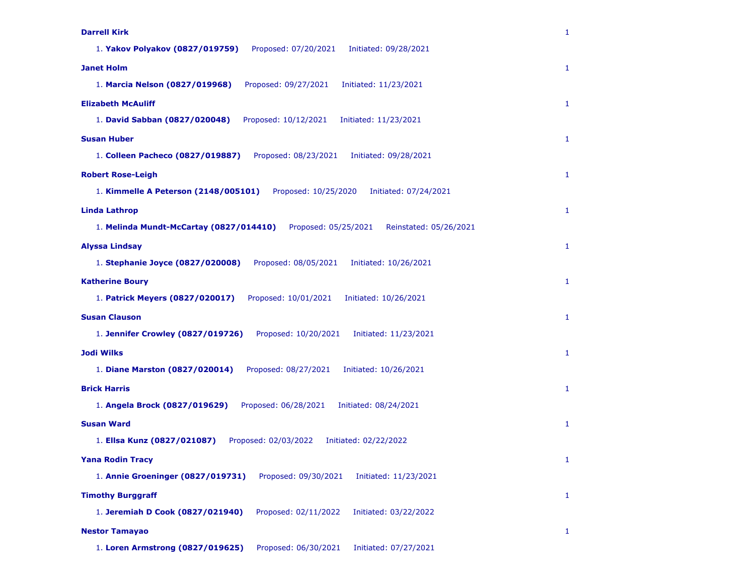**Darrell Kirk** 1

1. **Yakov Polyakov (0827/019759)** Proposed: 07/20/2021 Initiated: 09/28/2021

**Janet Holm** 1

1. **Marcia Nelson (0827/019968)** Proposed: 09/27/2021 Initiated: 11/23/2021

**Elizabeth McAuliff** 1

1. **David Sabban (0827/020048)** Proposed: 10/12/2021 Initiated: 11/23/2021

**Susan Huber** 1

1. **Colleen Pacheco (0827/019887)** Proposed: 08/23/2021 Initiated: 09/28/2021

**Robert Rose-Leigh** 1

1. **Kimmelle A Peterson (2148/005101)** Proposed: 10/25/2020 Initiated: 07/24/2021

**Linda Lathrop** 1

1. **Melinda Mundt-McCartay (0827/014410)** Proposed: 05/25/2021 Reinstated: 05/26/2021

**Alyssa Lindsay** 1

1. **Stephanie Joyce (0827/020008)** Proposed: 08/05/2021 Initiated: 10/26/2021

**Katherine Boury** 1

1. **Patrick Meyers (0827/020017)** Proposed: 10/01/2021 Initiated: 10/26/2021

**Susan Clauson** 1

1. **Jennifer Crowley (0827/019726)** Proposed: 10/20/2021 Initiated: 11/23/2021

**Jodi Wilks** 1

1. **Diane Marston (0827/020014)** Proposed: 08/27/2021 Initiated: 10/26/2021

**Brick Harris** 1

1. **Angela Brock (0827/019629)** Proposed: 06/28/2021 Initiated: 08/24/2021

**Susan Ward** 1

1. **Ellsa Kunz (0827/021087)** Proposed: 02/03/2022 Initiated: 02/22/2022

**Yana Rodin Tracy** 1

1. **Annie Groeninger (0827/019731)** Proposed: 09/30/2021 Initiated: 11/23/2021

**Timothy Burggraff** 1

1. **Jeremiah D Cook (0827/021940)** Proposed: 02/11/2022 Initiated: 03/22/2022

**Nestor Tamayao** 1

1. **Loren Armstrong (0827/019625)** Proposed: 06/30/2021 Initiated: 07/27/2021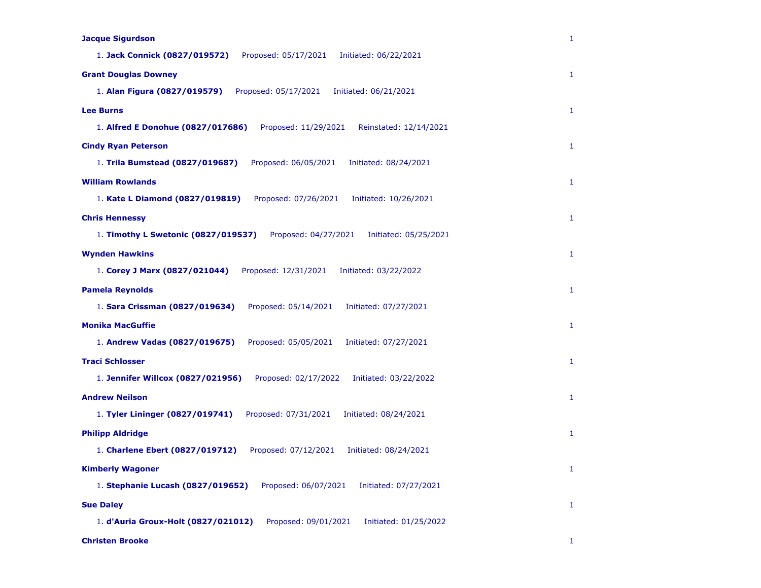**Jacque Sigurdson** 1

1. **Jack Connick (0827/019572)** Proposed: 05/17/2021 Initiated: 06/22/2021

**Grant Douglas Downey** 1

1. **Alan Figura (0827/019579)** Proposed: 05/17/2021 Initiated: 06/21/2021

**Lee Burns** 1

1. **Alfred E Donohue (0827/017686)** Proposed: 11/29/2021 Reinstated: 12/14/2021

**Cindy Ryan Peterson** 1

1. **Trila Bumstead (0827/019687)** Proposed: 06/05/2021 Initiated: 08/24/2021

**William Rowlands** 1

1. **Kate L Diamond (0827/019819)** Proposed: 07/26/2021 Initiated: 10/26/2021

**Chris Hennessy** 1

1. **Timothy L Swetonic (0827/019537)** Proposed: 04/27/2021 Initiated: 05/25/2021

**Wynden Hawkins** 1

1. **Corey J Marx (0827/021044)** Proposed: 12/31/2021 Initiated: 03/22/2022

**Pamela Reynolds** 1

1. **Sara Crissman (0827/019634)** Proposed: 05/14/2021 Initiated: 07/27/2021

**Monika MacGuffie** 1

1. **Andrew Vadas (0827/019675)** Proposed: 05/05/2021 Initiated: 07/27/2021

**Traci Schlosser** 1

1. **Jennifer Willcox (0827/021956)** Proposed: 02/17/2022 Initiated: 03/22/2022

**Andrew Neilson** 1

1. **Tyler Lininger (0827/019741)** Proposed: 07/31/2021 Initiated: 08/24/2021

**Philipp Aldridge** 1

1. **Charlene Ebert (0827/019712)** Proposed: 07/12/2021 Initiated: 08/24/2021

**Kimberly Wagoner** 1

1. **Stephanie Lucash (0827/019652)** Proposed: 06/07/2021 Initiated: 07/27/2021

**Sue Daley** 1

1. **d'Auria Groux-Holt (0827/021012)** Proposed: 09/01/2021 Initiated: 01/25/2022

**Christen Brooke** 1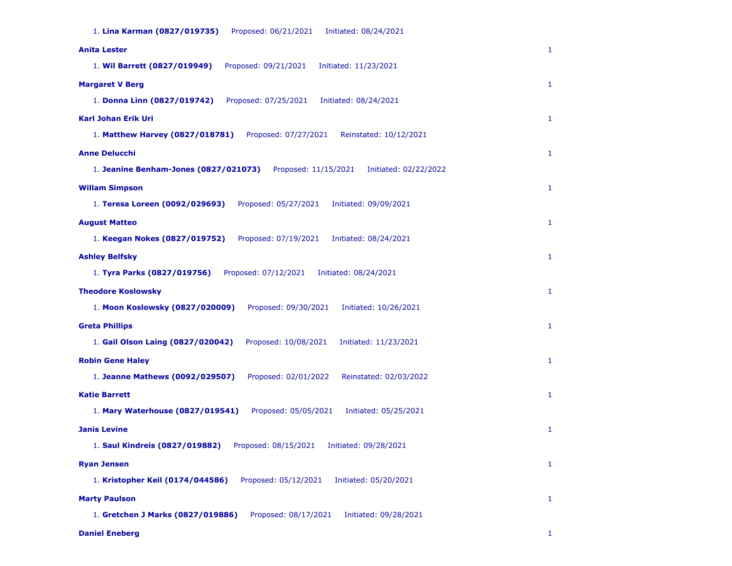1. **Lina Karman (0827/019735)** Proposed: 06/21/2021 Initiated: 08/24/2021

**Anita Lester** 1

1. **Wil Barrett (0827/019949)** Proposed: 09/21/2021 Initiated: 11/23/2021

**Margaret V Berg** 1

1. **Donna Linn (0827/019742)** Proposed: 07/25/2021 Initiated: 08/24/2021

**Karl Johan Erik Uri** 1

1. **Matthew Harvey (0827/018781)** Proposed: 07/27/2021 Reinstated: 10/12/2021

**Anne Delucchi** 1

1. **Jeanine Benham-Jones (0827/021073)** Proposed: 11/15/2021 Initiated: 02/22/2022

**Willam Simpson** 1

1. **Teresa Loreen (0092/029693)** Proposed: 05/27/2021 Initiated: 09/09/2021

**August Matteo** 1

1. **Keegan Nokes (0827/019752)** Proposed: 07/19/2021 Initiated: 08/24/2021

**Ashley Belfsky** 1

1. **Tyra Parks (0827/019756)** Proposed: 07/12/2021 Initiated: 08/24/2021

**Theodore Koslowsky** 1

1. **Moon Koslowsky (0827/020009)** Proposed: 09/30/2021 Initiated: 10/26/2021

**Greta Phillips** 1

1. **Gail Olson Laing (0827/020042)** Proposed: 10/08/2021 Initiated: 11/23/2021

**Robin Gene Haley** 1

1. **Jeanne Mathews (0092/029507)** Proposed: 02/01/2022 Reinstated: 02/03/2022

**Katie Barrett** 1

1. **Mary Waterhouse (0827/019541)** Proposed: 05/05/2021 Initiated: 05/25/2021

**Janis Levine** 1

1. **Saul Kindreis (0827/019882)** Proposed: 08/15/2021 Initiated: 09/28/2021

**Ryan Jensen** 1

1. **Kristopher Keil (0174/044586)** Proposed: 05/12/2021 Initiated: 05/20/2021

**Marty Paulson** 1

1. **Gretchen J Marks (0827/019886)** Proposed: 08/17/2021 Initiated: 09/28/2021

**Daniel Eneberg** 1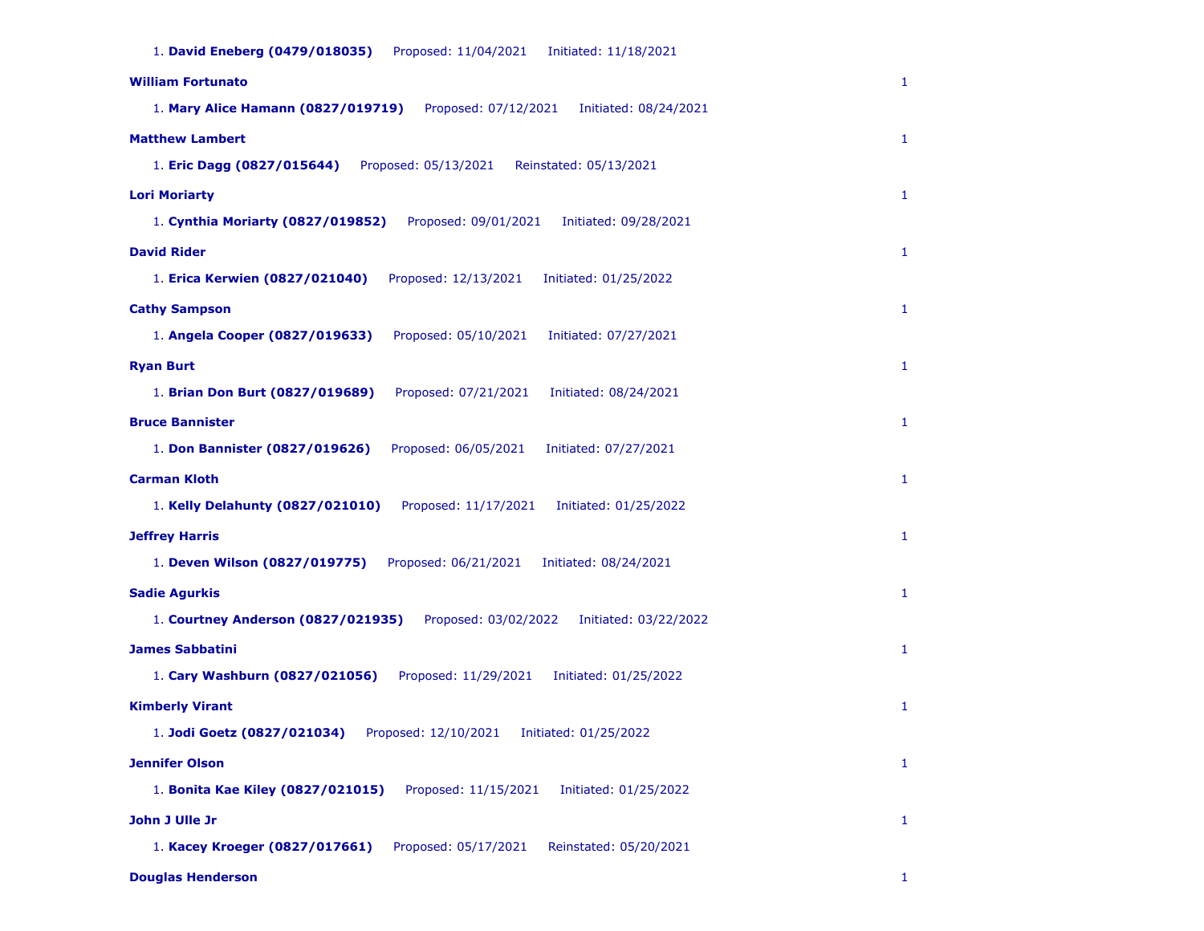1. **David Eneberg (0479/018035)** Proposed: 11/04/2021 Initiated: 11/18/2021

**William Fortunato** 1

1. **Mary Alice Hamann (0827/019719)** Proposed: 07/12/2021 Initiated: 08/24/2021

**Matthew Lambert** 1

1. **Eric Dagg (0827/015644)** Proposed: 05/13/2021 Reinstated: 05/13/2021

**Lori Moriarty** 1

1. **Cynthia Moriarty (0827/019852)** Proposed: 09/01/2021 Initiated: 09/28/2021

**David Rider** 1

1. **Erica Kerwien (0827/021040)** Proposed: 12/13/2021 Initiated: 01/25/2022

**Cathy Sampson** 1

1. **Angela Cooper (0827/019633)** Proposed: 05/10/2021 Initiated: 07/27/2021

**Ryan Burt** 1

1. **Brian Don Burt (0827/019689)** Proposed: 07/21/2021 Initiated: 08/24/2021

**Bruce Bannister** 1

1. **Don Bannister (0827/019626)** Proposed: 06/05/2021 Initiated: 07/27/2021

**Carman Kloth** 1

1. **Kelly Delahunty (0827/021010)** Proposed: 11/17/2021 Initiated: 01/25/2022

**Jeffrey Harris** 1

1. **Deven Wilson (0827/019775)** Proposed: 06/21/2021 Initiated: 08/24/2021

**Sadie Agurkis** 1

1. **Courtney Anderson (0827/021935)** Proposed: 03/02/2022 Initiated: 03/22/2022

**James Sabbatini** 1

1. **Cary Washburn (0827/021056)** Proposed: 11/29/2021 Initiated: 01/25/2022

**Kimberly Virant** 1

1. **Jodi Goetz (0827/021034)** Proposed: 12/10/2021 Initiated: 01/25/2022

**Jennifer Olson** 1

1. **Bonita Kae Kiley (0827/021015)** Proposed: 11/15/2021 Initiated: 01/25/2022

**John J Ulle Jr** 1

1. **Kacey Kroeger (0827/017661)** Proposed: 05/17/2021 Reinstated: 05/20/2021

**Douglas Henderson** 1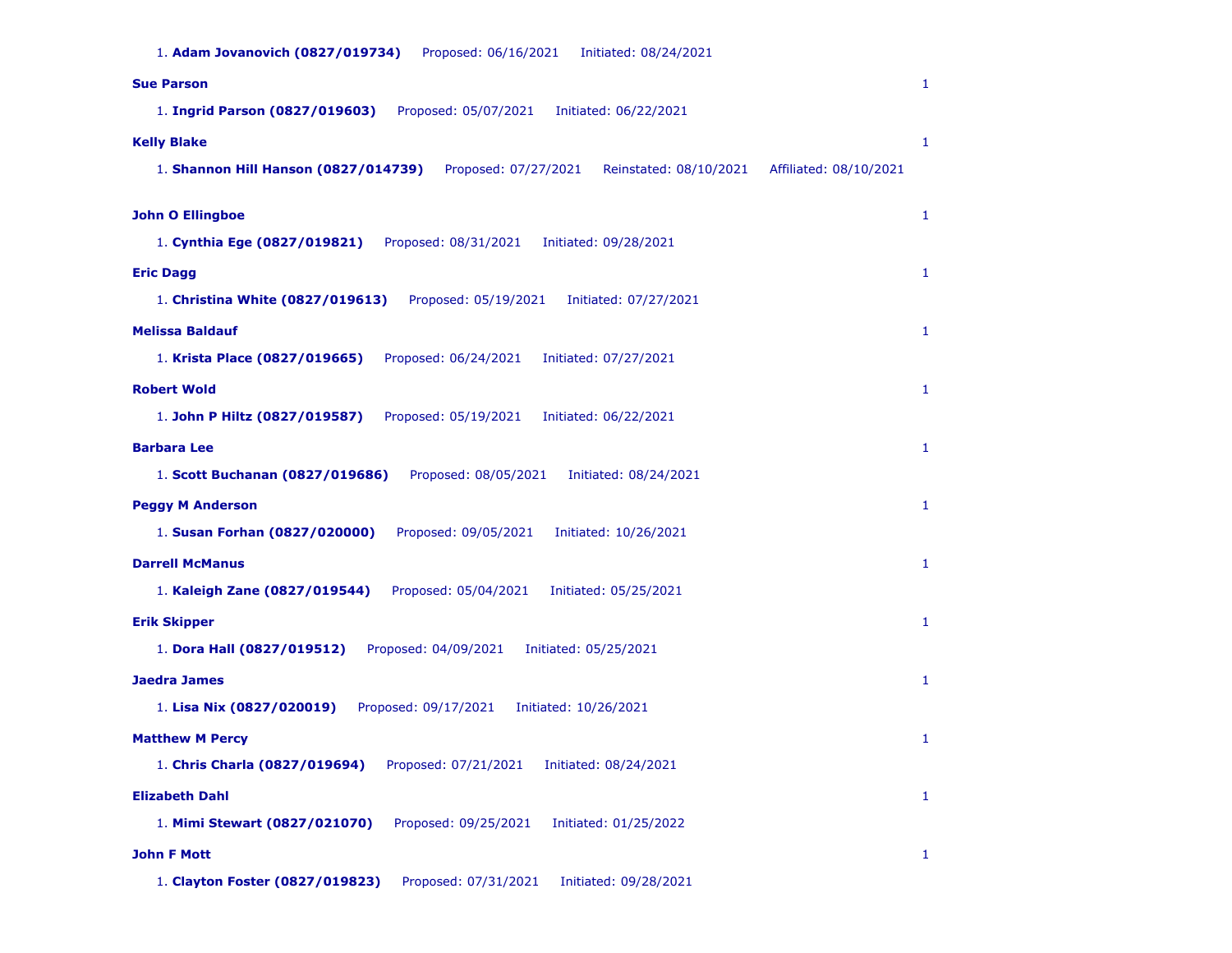1. **Adam Jovanovich (0827/019734)** Proposed: 06/16/2021 Initiated: 08/24/2021

**Sue Parson** 1

1. **Ingrid Parson (0827/019603)** Proposed: 05/07/2021 Initiated: 06/22/2021

**Kelly Blake** 1

1. **Shannon Hill Hanson (0827/014739)** Proposed: 07/27/2021 Reinstated: 08/10/2021 Affiliated: 08/10/2021

**John O Ellingboe** 1

1. **Cynthia Ege (0827/019821)** Proposed: 08/31/2021 Initiated: 09/28/2021

**Eric Dagg** 1

1. **Christina White (0827/019613)** Proposed: 05/19/2021 Initiated: 07/27/2021

**Melissa Baldauf** 1

1. **Krista Place (0827/019665)** Proposed: 06/24/2021 Initiated: 07/27/2021

**Robert Wold** 1

1. **John P Hiltz (0827/019587)** Proposed: 05/19/2021 Initiated: 06/22/2021

**Barbara Lee** 1

1. **Scott Buchanan (0827/019686)** Proposed: 08/05/2021 Initiated: 08/24/2021

**Peggy M Anderson** 1

1. **Susan Forhan (0827/020000)** Proposed: 09/05/2021 Initiated: 10/26/2021

**Darrell McManus** 1

1. **Kaleigh Zane (0827/019544)** Proposed: 05/04/2021 Initiated: 05/25/2021

**Erik Skipper** 1

1. **Dora Hall (0827/019512)** Proposed: 04/09/2021 Initiated: 05/25/2021

**Jaedra James** 1

1. **Lisa Nix (0827/020019)** Proposed: 09/17/2021 Initiated: 10/26/2021

**Matthew M Percy** 1

1. **Chris Charla (0827/019694)** Proposed: 07/21/2021 Initiated: 08/24/2021

**Elizabeth Dahl** 1

1. **Mimi Stewart (0827/021070)** Proposed: 09/25/2021 Initiated: 01/25/2022

**John F Mott** 1

1. **Clayton Foster (0827/019823)** Proposed: 07/31/2021 Initiated: 09/28/2021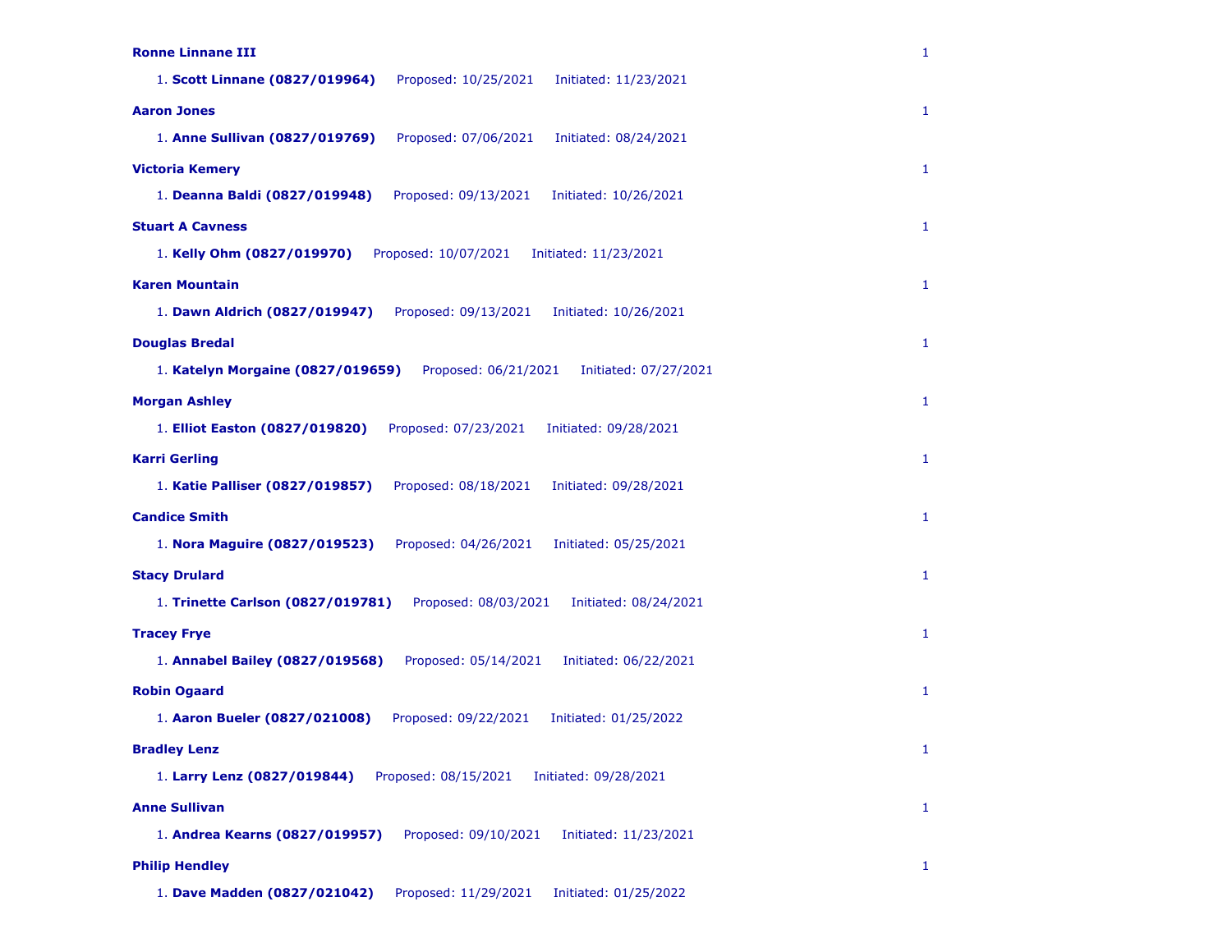**Ronne Linnane III** 1

1. **Scott Linnane (0827/019964)** Proposed: 10/25/2021 Initiated: 11/23/2021

**Aaron Jones** 1

1. **Anne Sullivan (0827/019769)** Proposed: 07/06/2021 Initiated: 08/24/2021

**Victoria Kemery** 1

1. **Deanna Baldi (0827/019948)** Proposed: 09/13/2021 Initiated: 10/26/2021

**Stuart A Cavness** 1

1. **Kelly Ohm (0827/019970)** Proposed: 10/07/2021 Initiated: 11/23/2021

**Karen Mountain** 1

1. **Dawn Aldrich (0827/019947)** Proposed: 09/13/2021 Initiated: 10/26/2021

**Douglas Bredal** 1

1. **Katelyn Morgaine (0827/019659)** Proposed: 06/21/2021 Initiated: 07/27/2021

**Morgan Ashley** 1

1. **Elliot Easton (0827/019820)** Proposed: 07/23/2021 Initiated: 09/28/2021

**Karri Gerling** 1

1. **Katie Palliser (0827/019857)** Proposed: 08/18/2021 Initiated: 09/28/2021

**Candice Smith** 1

1. **Nora Maguire (0827/019523)** Proposed: 04/26/2021 Initiated: 05/25/2021

**Stacy Drulard** 1

1. **Trinette Carlson (0827/019781)** Proposed: 08/03/2021 Initiated: 08/24/2021

**Tracey Frye** 1

1. **Annabel Bailey (0827/019568)** Proposed: 05/14/2021 Initiated: 06/22/2021

**Robin Ogaard** 1

1. **Aaron Bueler (0827/021008)** Proposed: 09/22/2021 Initiated: 01/25/2022

**Bradley Lenz** 1

1. **Larry Lenz (0827/019844)** Proposed: 08/15/2021 Initiated: 09/28/2021

**Anne Sullivan** 1

1. **Andrea Kearns (0827/019957)** Proposed: 09/10/2021 Initiated: 11/23/2021

**Philip Hendley** 1

1. **Dave Madden (0827/021042)** Proposed: 11/29/2021 Initiated: 01/25/2022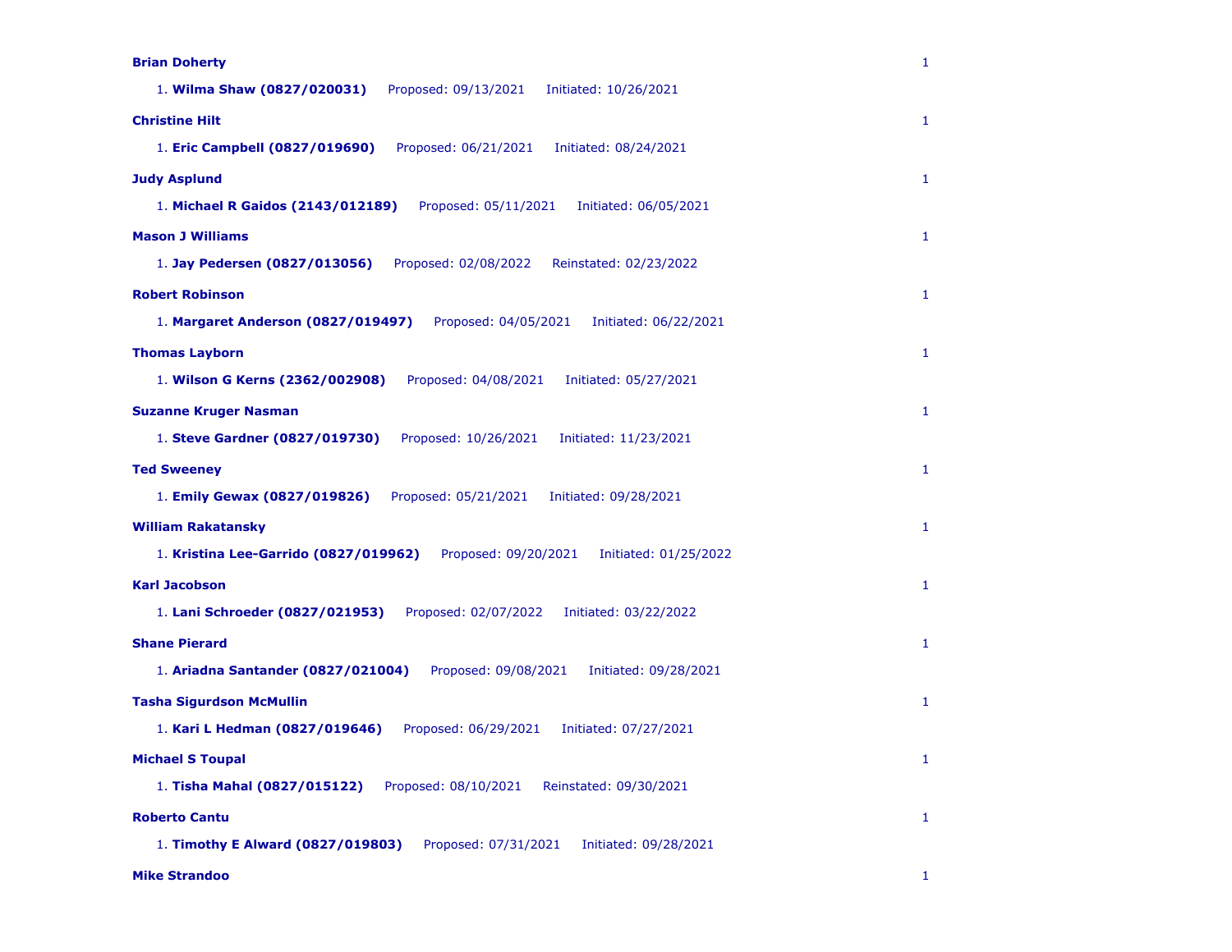**Brian Doherty** 1

1. **Wilma Shaw (0827/020031)** Proposed: 09/13/2021 Initiated: 10/26/2021

**Christine Hilt** 1

1. **Eric Campbell (0827/019690)** Proposed: 06/21/2021 Initiated: 08/24/2021

**Judy Asplund** 1

1. **Michael R Gaidos (2143/012189)** Proposed: 05/11/2021 Initiated: 06/05/2021

**Mason J Williams** 1

1. **Jay Pedersen (0827/013056)** Proposed: 02/08/2022 Reinstated: 02/23/2022

**Robert Robinson** 1

1. **Margaret Anderson (0827/019497)** Proposed: 04/05/2021 Initiated: 06/22/2021

**Thomas Layborn** 1

1. **Wilson G Kerns (2362/002908)** Proposed: 04/08/2021 Initiated: 05/27/2021

**Suzanne Kruger Nasman** 1

1. **Steve Gardner (0827/019730)** Proposed: 10/26/2021 Initiated: 11/23/2021

**Ted Sweeney** 1

1. **Emily Gewax (0827/019826)** Proposed: 05/21/2021 Initiated: 09/28/2021

**William Rakatansky** 1

1. **Kristina Lee-Garrido (0827/019962)** Proposed: 09/20/2021 Initiated: 01/25/2022

**Karl Jacobson** 1

1. **Lani Schroeder (0827/021953)** Proposed: 02/07/2022 Initiated: 03/22/2022

**Shane Pierard** 1

1. **Ariadna Santander (0827/021004)** Proposed: 09/08/2021 Initiated: 09/28/2021

**Tasha Sigurdson McMullin** 1

1. **Kari L Hedman (0827/019646)** Proposed: 06/29/2021 Initiated: 07/27/2021

**Michael S Toupal** 1

1. **Tisha Mahal (0827/015122)** Proposed: 08/10/2021 Reinstated: 09/30/2021

**Roberto Cantu** 1

1. **Timothy E Alward (0827/019803)** Proposed: 07/31/2021 Initiated: 09/28/2021

**Mike Strandoo** 1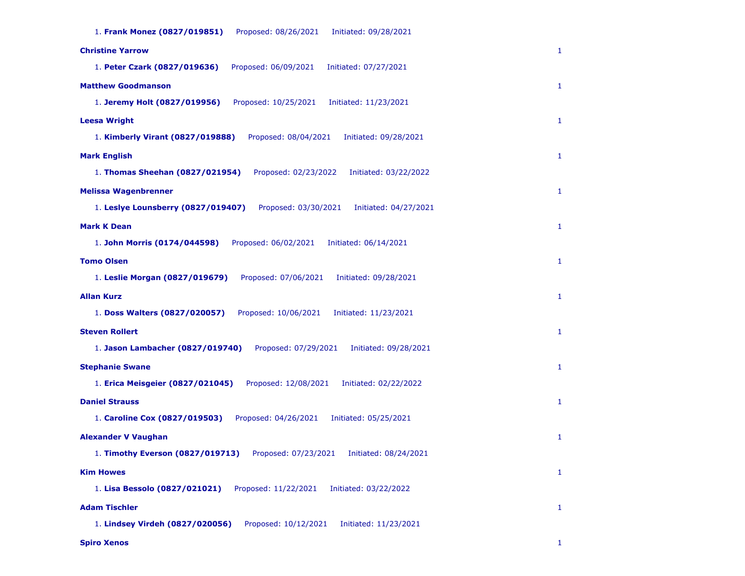1. **Frank Monez (0827/019851)** Proposed: 08/26/2021 Initiated: 09/28/2021

**Christine Yarrow** 1

1. **Peter Czark (0827/019636)** Proposed: 06/09/2021 Initiated: 07/27/2021

**Matthew Goodmanson** 1

1. **Jeremy Holt (0827/019956)** Proposed: 10/25/2021 Initiated: 11/23/2021

**Leesa Wright** 1

1. **Kimberly Virant (0827/019888)** Proposed: 08/04/2021 Initiated: 09/28/2021

**Mark English** 1

1. **Thomas Sheehan (0827/021954)** Proposed: 02/23/2022 Initiated: 03/22/2022

**Melissa Wagenbrenner** 1

1. **Leslye Lounsberry (0827/019407)** Proposed: 03/30/2021 Initiated: 04/27/2021

**Mark K Dean** 1

1. **John Morris (0174/044598)** Proposed: 06/02/2021 Initiated: 06/14/2021

**Tomo Olsen** 1

1. **Leslie Morgan (0827/019679)** Proposed: 07/06/2021 Initiated: 09/28/2021

**Allan Kurz** 1

1. **Doss Walters (0827/020057)** Proposed: 10/06/2021 Initiated: 11/23/2021

**Steven Rollert** 1

1. **Jason Lambacher (0827/019740)** Proposed: 07/29/2021 Initiated: 09/28/2021

**Stephanie Swane** 1

1. **Erica Meisgeier (0827/021045)** Proposed: 12/08/2021 Initiated: 02/22/2022

**Daniel Strauss** 1

1. **Caroline Cox (0827/019503)** Proposed: 04/26/2021 Initiated: 05/25/2021

**Alexander V Vaughan** 1

1. **Timothy Everson (0827/019713)** Proposed: 07/23/2021 Initiated: 08/24/2021

**Kim Howes** 1

1. **Lisa Bessolo (0827/021021)** Proposed: 11/22/2021 Initiated: 03/22/2022

**Adam Tischler** 1

1. **Lindsey Virdeh (0827/020056)** Proposed: 10/12/2021 Initiated: 11/23/2021

**Spiro Xenos** 1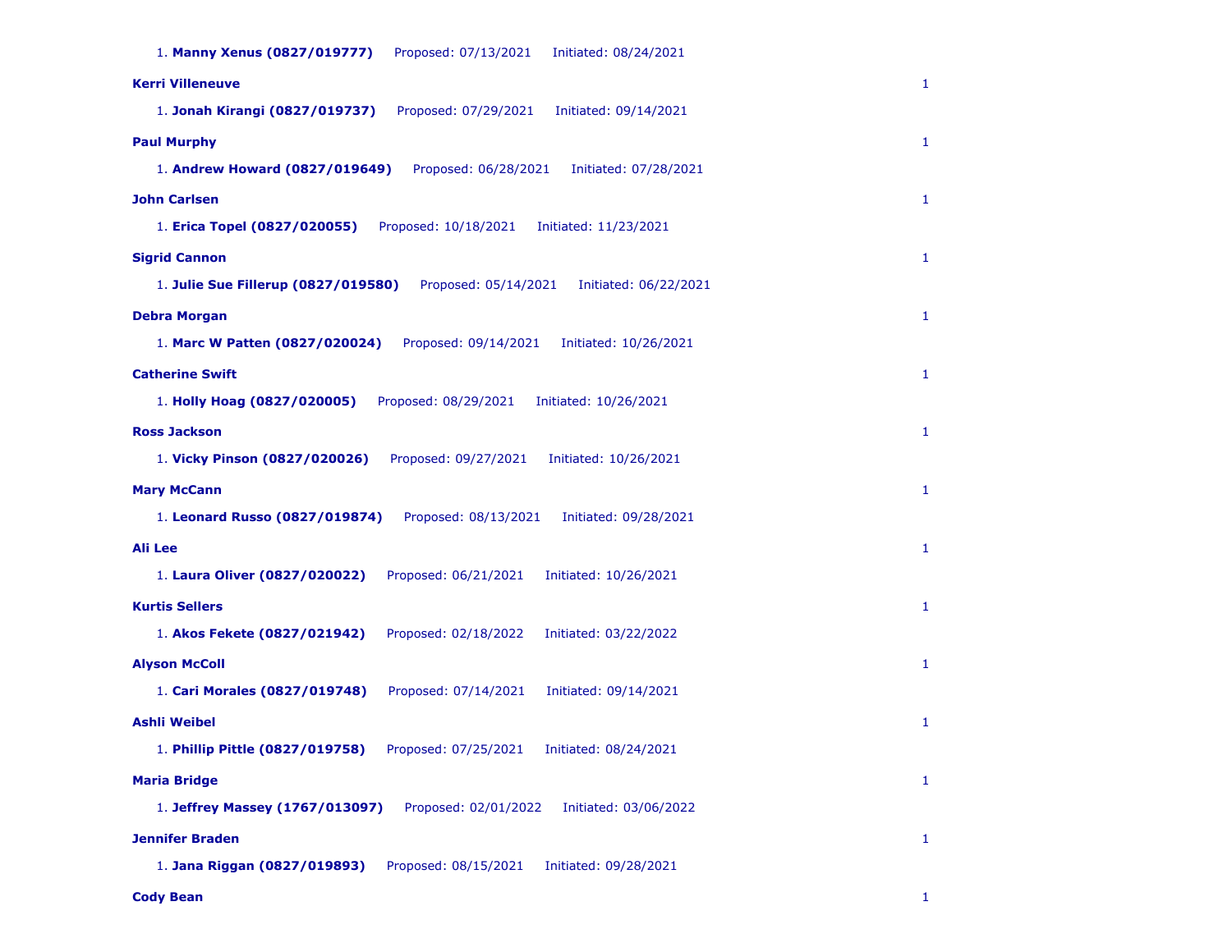1. **Manny Xenus (0827/019777)** Proposed: 07/13/2021 Initiated: 08/24/2021

**Kerri Villeneuve** 1

1. **Jonah Kirangi (0827/019737)** Proposed: 07/29/2021 Initiated: 09/14/2021

**Paul Murphy** 1

1. **Andrew Howard (0827/019649)** Proposed: 06/28/2021 Initiated: 07/28/2021

**John Carlsen** 1

1. **Erica Topel (0827/020055)** Proposed: 10/18/2021 Initiated: 11/23/2021

**Sigrid Cannon** 1

1. **Julie Sue Fillerup (0827/019580)** Proposed: 05/14/2021 Initiated: 06/22/2021

**Debra Morgan** 1

1. **Marc W Patten (0827/020024)** Proposed: 09/14/2021 Initiated: 10/26/2021

**Catherine Swift** 1

1. **Holly Hoag (0827/020005)** Proposed: 08/29/2021 Initiated: 10/26/2021

**Ross Jackson** 1

1. **Vicky Pinson (0827/020026)** Proposed: 09/27/2021 Initiated: 10/26/2021

**Mary McCann** 1

1. **Leonard Russo (0827/019874)** Proposed: 08/13/2021 Initiated: 09/28/2021

**Ali Lee** 1

1. **Laura Oliver (0827/020022)** Proposed: 06/21/2021 Initiated: 10/26/2021

**Kurtis Sellers** 1

1. **Akos Fekete (0827/021942)** Proposed: 02/18/2022 Initiated: 03/22/2022

**Alyson McColl** 1

1. **Cari Morales (0827/019748)** Proposed: 07/14/2021 Initiated: 09/14/2021

**Ashli Weibel** 1

1. **Phillip Pittle (0827/019758)** Proposed: 07/25/2021 Initiated: 08/24/2021

**Maria Bridge** 1

1. **Jeffrey Massey (1767/013097)** Proposed: 02/01/2022 Initiated: 03/06/2022

**Jennifer Braden** 1

1. **Jana Riggan (0827/019893)** Proposed: 08/15/2021 Initiated: 09/28/2021

**Cody Bean** 1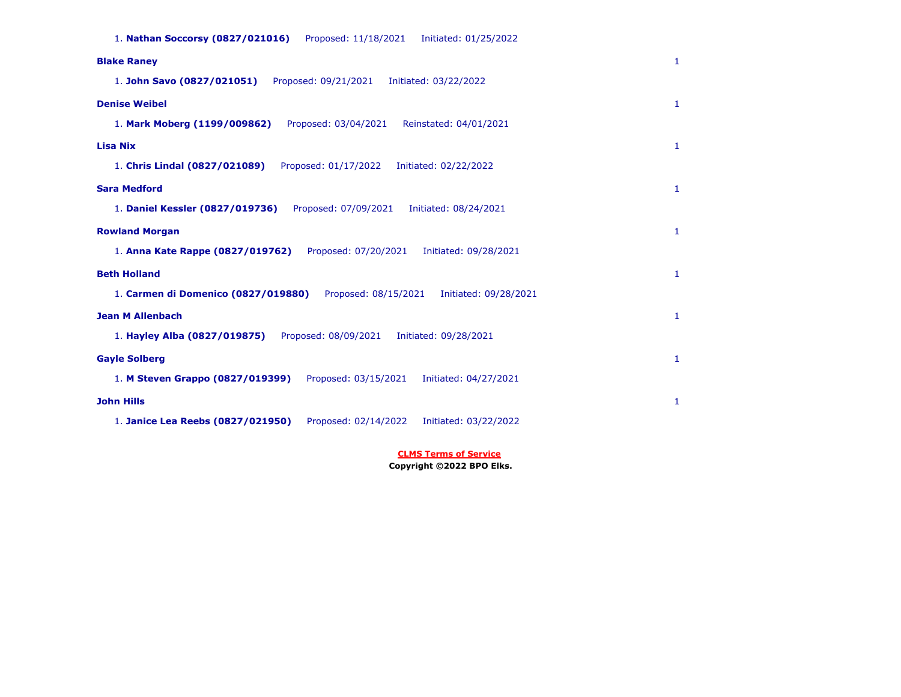1. **Nathan Soccorsy (0827/021016)** Proposed: 11/18/2021 Initiated: 01/25/2022

**Blake Raney** 1

1. **John Savo (0827/021051)** Proposed: 09/21/2021 Initiated: 03/22/2022

**Denise Weibel** 1

1. **Mark Moberg (1199/009862)** Proposed: 03/04/2021 Reinstated: 04/01/2021

**Lisa Nix** 1

1. **Chris Lindal (0827/021089)** Proposed: 01/17/2022 Initiated: 02/22/2022

**Sara Medford** 1

1. **Daniel Kessler (0827/019736)** Proposed: 07/09/2021 Initiated: 08/24/2021

**Rowland Morgan** 1

1. **Anna Kate Rappe (0827/019762)** Proposed: 07/20/2021 Initiated: 09/28/2021

**Beth Holland** 1

1. **Carmen di Domenico (0827/019880)** Proposed: 08/15/2021 Initiated: 09/28/2021

**Jean M Allenbach** 1

1. **Hayley Alba (0827/019875)** Proposed: 08/09/2021 Initiated: 09/28/2021

**Gayle Solberg** 1

1. **M Steven Grappo (0827/019399)** Proposed: 03/15/2021 Initiated: 04/27/2021

**John Hills** 1

1. **Janice Lea Reebs (0827/021950)** Proposed: 02/14/2022 Initiated: 03/22/2022

**CLMS Terms of Service**

**Copyright ©2022 BPO Elks.**